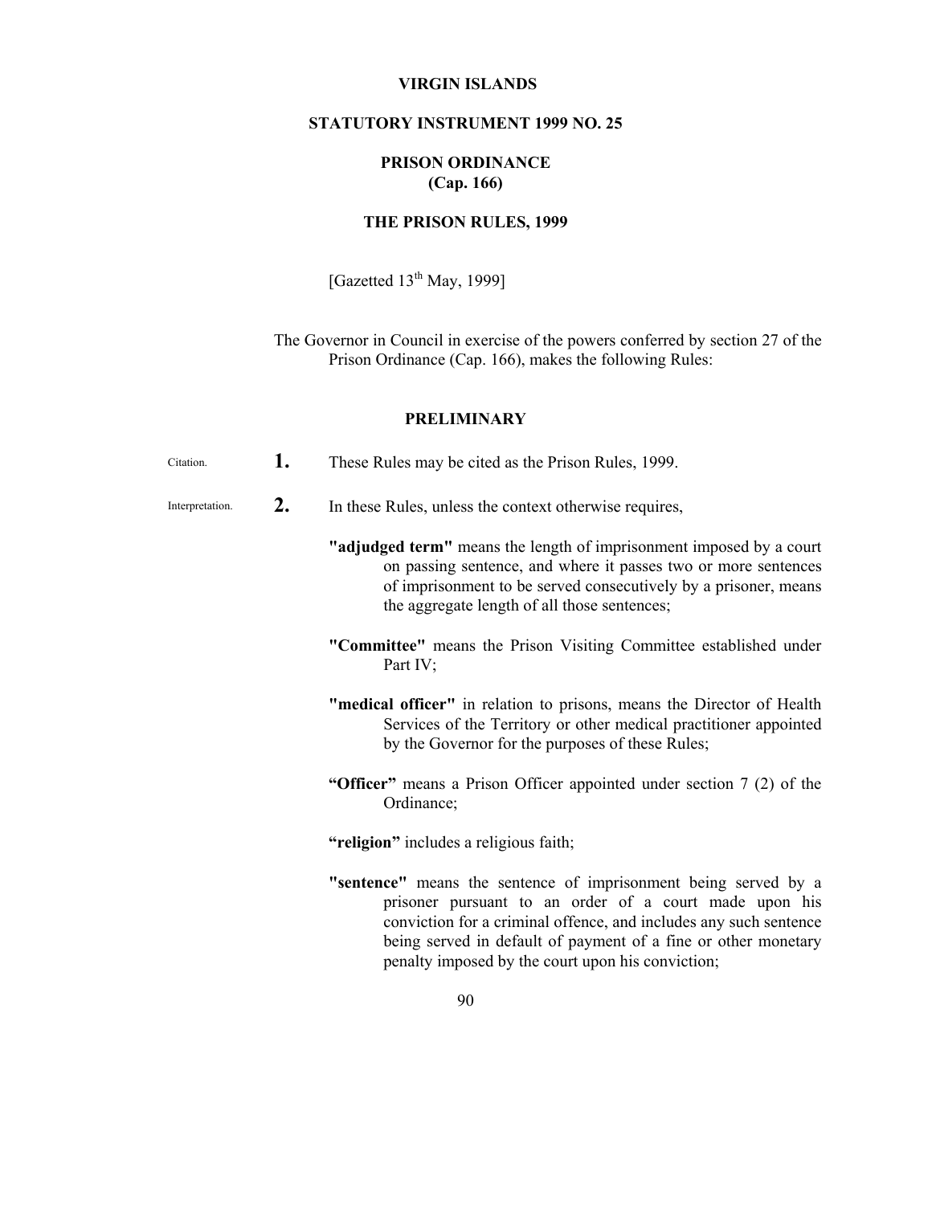# VIRGIN ISLANDS

## STATUTORY INSTRUMENT 1999 NO. 25

## PRISON ORDINANCE (Cap. 166)

## THE PRISON RULES, 1999

[Gazetted 13th May, 1999]

The Governor in Council in exercise of the powers conferred by section 27 of the Prison Ordinance (Cap. 166), makes the following Rules:

### PRELIMINARY

Citation.

**1.** These Rules may be cited as the Prison Rules, 1999.

Interpretation.

**2.** In these Rules, unless the context otherwise requires,

**"adjudged term"** means the length of imprisonment imposed by a court on passing sentence, and where it passes two or more sentences of imprisonment to be served consecutively by a prisoner, means the aggregate length of all those sentences;

**"Committee"** means the Prison Visiting Committee established under Part IV;

**"medical officer"** in relation to prisons, means the Director of Health Services of the Territory or other medical practitioner appointed by the Governor for the purposes of these Rules;

**"Officer"** means a Prison Officer appointed under section 7 (2) of the Ordinance;

**"religion"** includes a religious faith;

**"sentence"** means the sentence of imprisonment being served by a prisoner pursuant to an order of a court made upon his conviction for a criminal offence, and includes any such sentence being served in default of payment of a fine or other monetary penalty imposed by the court upon his conviction;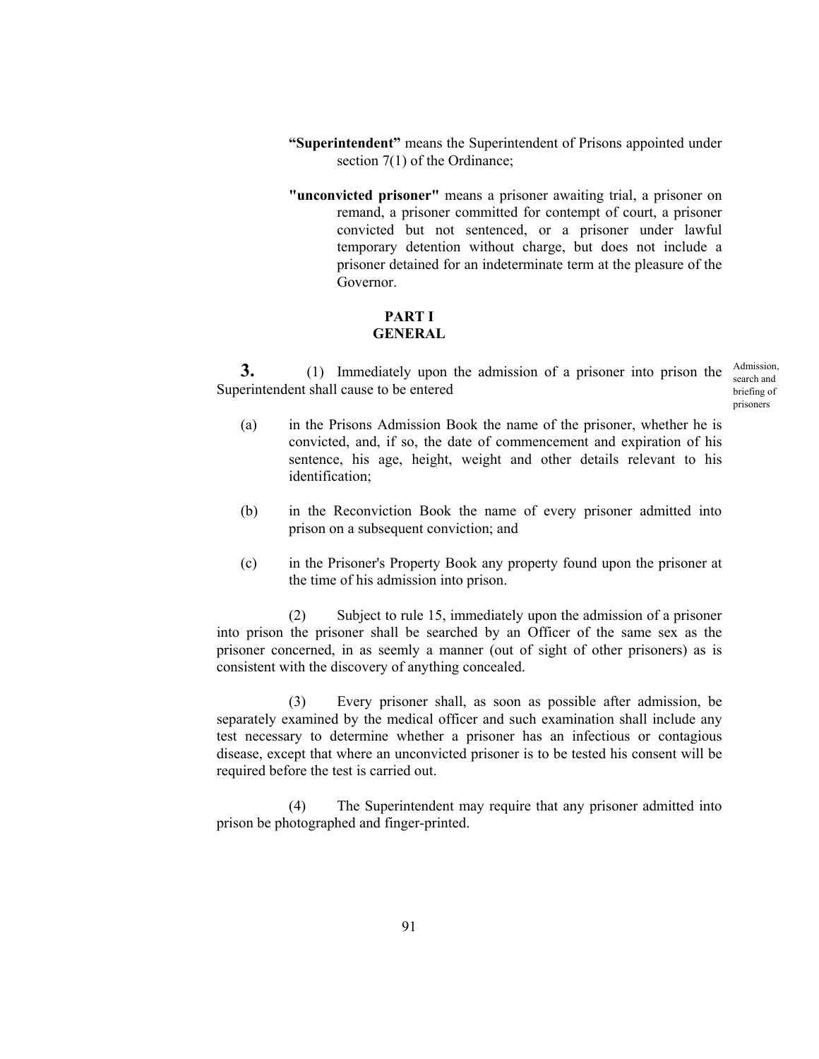**"Superintendent"** means the Superintendent of Prisons appointed under section 7(1) of the Ordinance;

**"unconvicted prisoner"** means a prisoner awaiting trial, a prisoner on remand, a prisoner committed for contempt of court, a prisoner convicted but not sentenced, or a prisoner under lawful temporary detention without charge, but does not include a prisoner detained for an indeterminate term at the pleasure of the Governor.

## PART I
## GENERAL

Admission, search and briefing of prisoners

**3.** (1) Immediately upon the admission of a prisoner into prison the Superintendent shall cause to be entered

(a) in the Prisons Admission Book the name of the prisoner, whether he is convicted, and, if so, the date of commencement and expiration of his sentence, his age, height, weight and other details relevant to his identification;

(b) in the Reconviction Book the name of every prisoner admitted into prison on a subsequent conviction; and

(c) in the Prisoner's Property Book any property found upon the prisoner at the time of his admission into prison.

(2) Subject to rule 15, immediately upon the admission of a prisoner into prison the prisoner shall be searched by an Officer of the same sex as the prisoner concerned, in as seemly a manner (out of sight of other prisoners) as is consistent with the discovery of anything concealed.

(3) Every prisoner shall, as soon as possible after admission, be separately examined by the medical officer and such examination shall include any test necessary to determine whether a prisoner has an infectious or contagious disease, except that where an unconvicted prisoner is to be tested his consent will be required before the test is carried out.

(4) The Superintendent may require that any prisoner admitted into prison be photographed and finger-printed.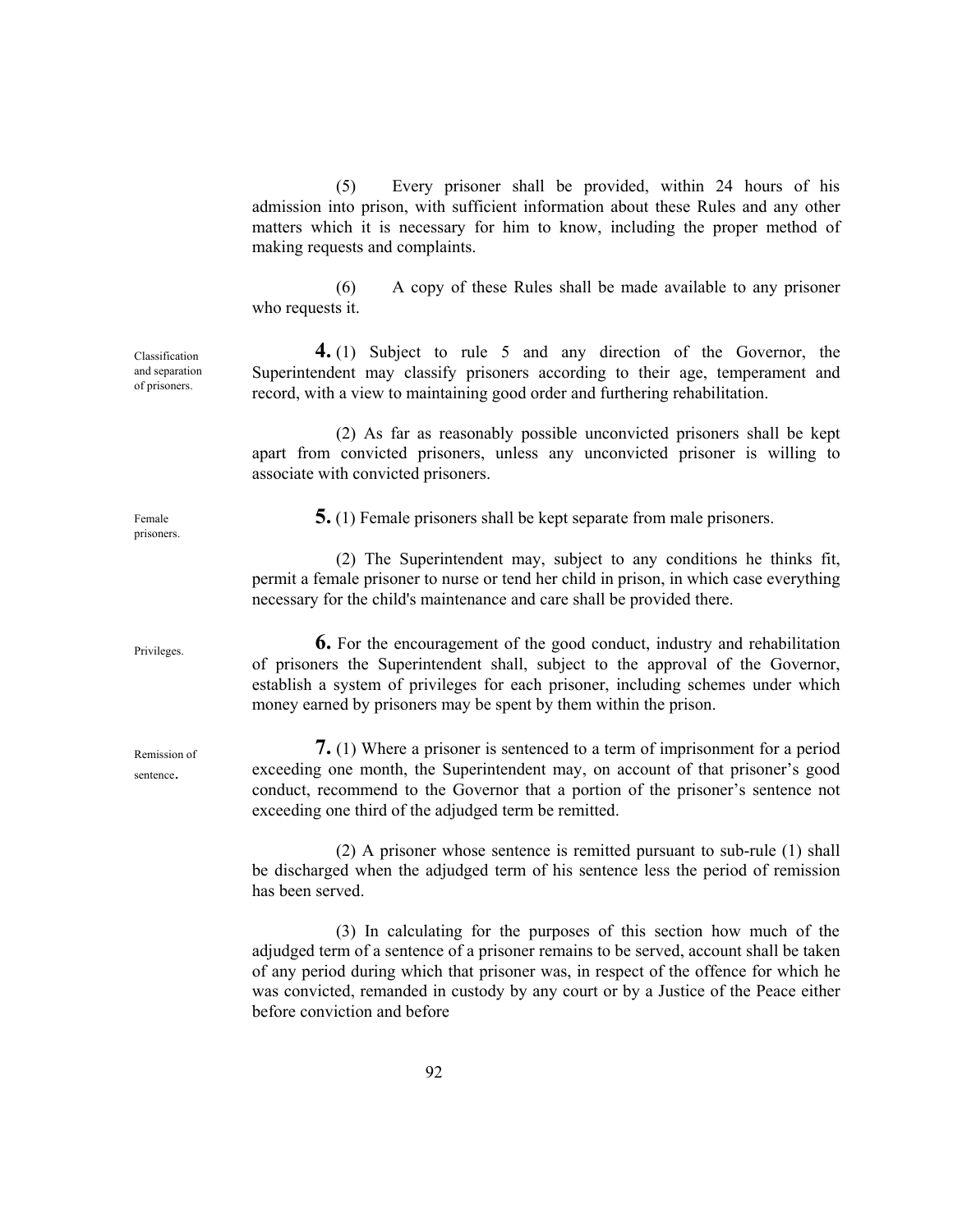(5) Every prisoner shall be provided, within 24 hours of his admission into prison, with sufficient information about these Rules and any other matters which it is necessary for him to know, including the proper method of making requests and complaints.

(6) A copy of these Rules shall be made available to any prisoner who requests it.

Classification and separation of prisoners.

**4.** (1) Subject to rule 5 and any direction of the Governor, the Superintendent may classify prisoners according to their age, temperament and record, with a view to maintaining good order and furthering rehabilitation.

(2) As far as reasonably possible unconvicted prisoners shall be kept apart from convicted prisoners, unless any unconvicted prisoner is willing to associate with convicted prisoners.

Female prisoners.

**5.** (1) Female prisoners shall be kept separate from male prisoners.

(2) The Superintendent may, subject to any conditions he thinks fit, permit a female prisoner to nurse or tend her child in prison, in which case everything necessary for the child's maintenance and care shall be provided there.

Privileges.

**6.** For the encouragement of the good conduct, industry and rehabilitation of prisoners the Superintendent shall, subject to the approval of the Governor, establish a system of privileges for each prisoner, including schemes under which money earned by prisoners may be spent by them within the prison.

Remission of sentence.

**7.** (1) Where a prisoner is sentenced to a term of imprisonment for a period exceeding one month, the Superintendent may, on account of that prisoner's good conduct, recommend to the Governor that a portion of the prisoner's sentence not exceeding one third of the adjudged term be remitted.

(2) A prisoner whose sentence is remitted pursuant to sub-rule (1) shall be discharged when the adjudged term of his sentence less the period of remission has been served.

(3) In calculating for the purposes of this section how much of the adjudged term of a sentence of a prisoner remains to be served, account shall be taken of any period during which that prisoner was, in respect of the offence for which he was convicted, remanded in custody by any court or by a Justice of the Peace either before conviction and before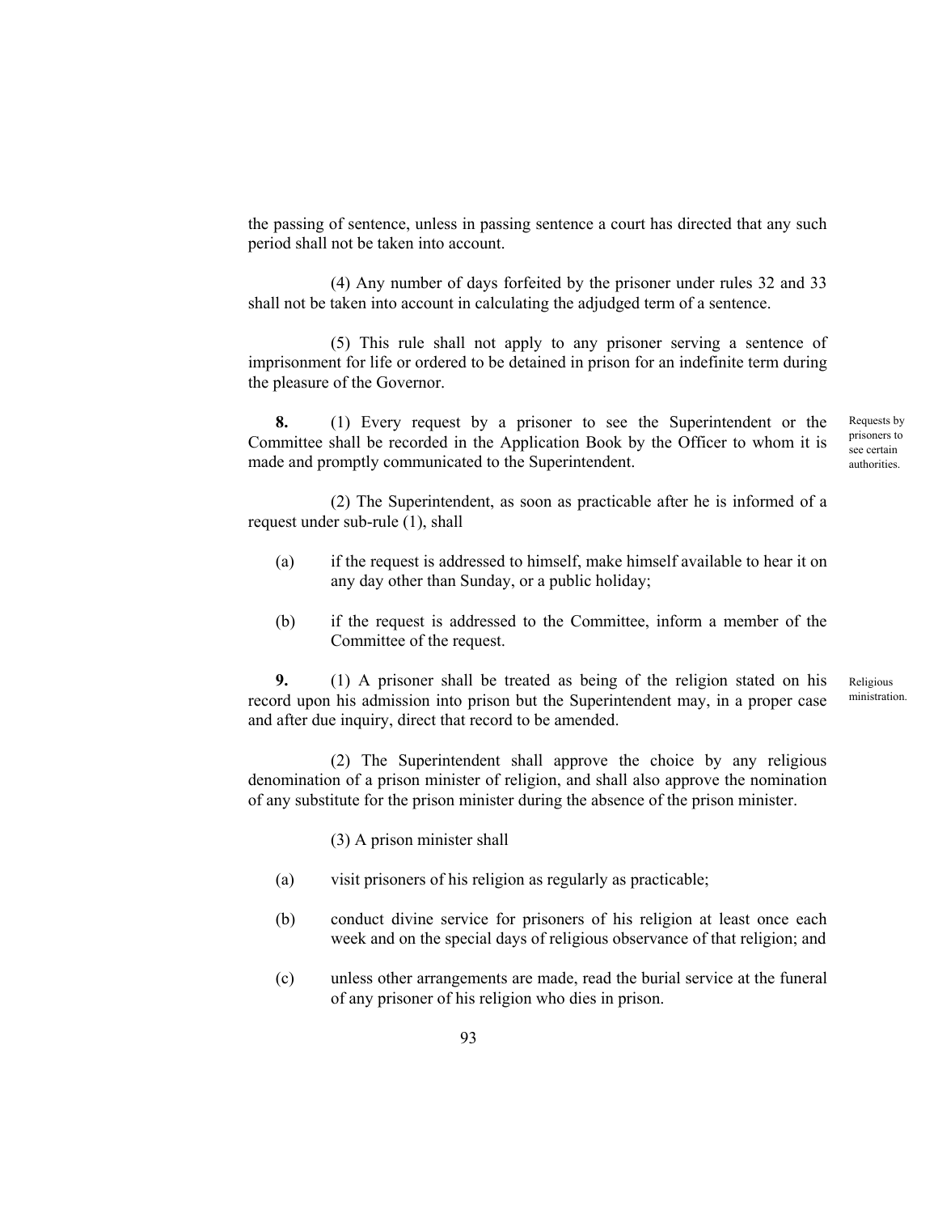the passing of sentence, unless in passing sentence a court has directed that any such period shall not be taken into account.

(4) Any number of days forfeited by the prisoner under rules 32 and 33 shall not be taken into account in calculating the adjudged term of a sentence.

(5) This rule shall not apply to any prisoner serving a sentence of imprisonment for life or ordered to be detained in prison for an indefinite term during the pleasure of the Governor.

*Requests by prisoners to see certain authorities.*

**8.** (1) Every request by a prisoner to see the Superintendent or the Committee shall be recorded in the Application Book by the Officer to whom it is made and promptly communicated to the Superintendent.

(2) The Superintendent, as soon as practicable after he is informed of a request under sub-rule (1), shall

(a) if the request is addressed to himself, make himself available to hear it on any day other than Sunday, or a public holiday;

(b) if the request is addressed to the Committee, inform a member of the Committee of the request.

*Religious ministration.*

**9.** (1) A prisoner shall be treated as being of the religion stated on his record upon his admission into prison but the Superintendent may, in a proper case and after due inquiry, direct that record to be amended.

(2) The Superintendent shall approve the choice by any religious denomination of a prison minister of religion, and shall also approve the nomination of any substitute for the prison minister during the absence of the prison minister.

(3) A prison minister shall

(a) visit prisoners of his religion as regularly as practicable;

(b) conduct divine service for prisoners of his religion at least once each week and on the special days of religious observance of that religion; and

(c) unless other arrangements are made, read the burial service at the funeral of any prisoner of his religion who dies in prison.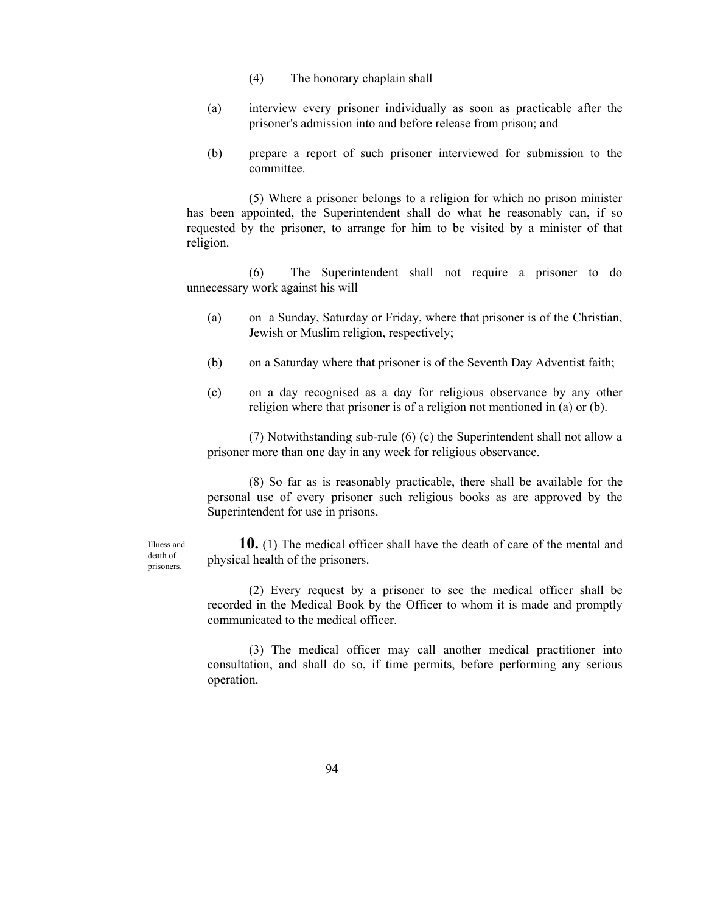(4) The honorary chaplain shall

(a) interview every prisoner individually as soon as practicable after the prisoner's admission into and before release from prison; and

(b) prepare a report of such prisoner interviewed for submission to the committee.

(5) Where a prisoner belongs to a religion for which no prison minister has been appointed, the Superintendent shall do what he reasonably can, if so requested by the prisoner, to arrange for him to be visited by a minister of that religion.

(6) The Superintendent shall not require a prisoner to do unnecessary work against his will

(a) on a Sunday, Saturday or Friday, where that prisoner is of the Christian, Jewish or Muslim religion, respectively;

(b) on a Saturday where that prisoner is of the Seventh Day Adventist faith;

(c) on a day recognised as a day for religious observance by any other religion where that prisoner is of a religion not mentioned in (a) or (b).

(7) Notwithstanding sub-rule (6) (c) the Superintendent shall not allow a prisoner more than one day in any week for religious observance.

(8) So far as is reasonably practicable, there shall be available for the personal use of every prisoner such religious books as are approved by the Superintendent for use in prisons.

Illness and death of prisoners.

**10.** (1) The medical officer shall have the death of care of the mental and physical health of the prisoners.

(2) Every request by a prisoner to see the medical officer shall be recorded in the Medical Book by the Officer to whom it is made and promptly communicated to the medical officer.

(3) The medical officer may call another medical practitioner into consultation, and shall do so, if time permits, before performing any serious operation.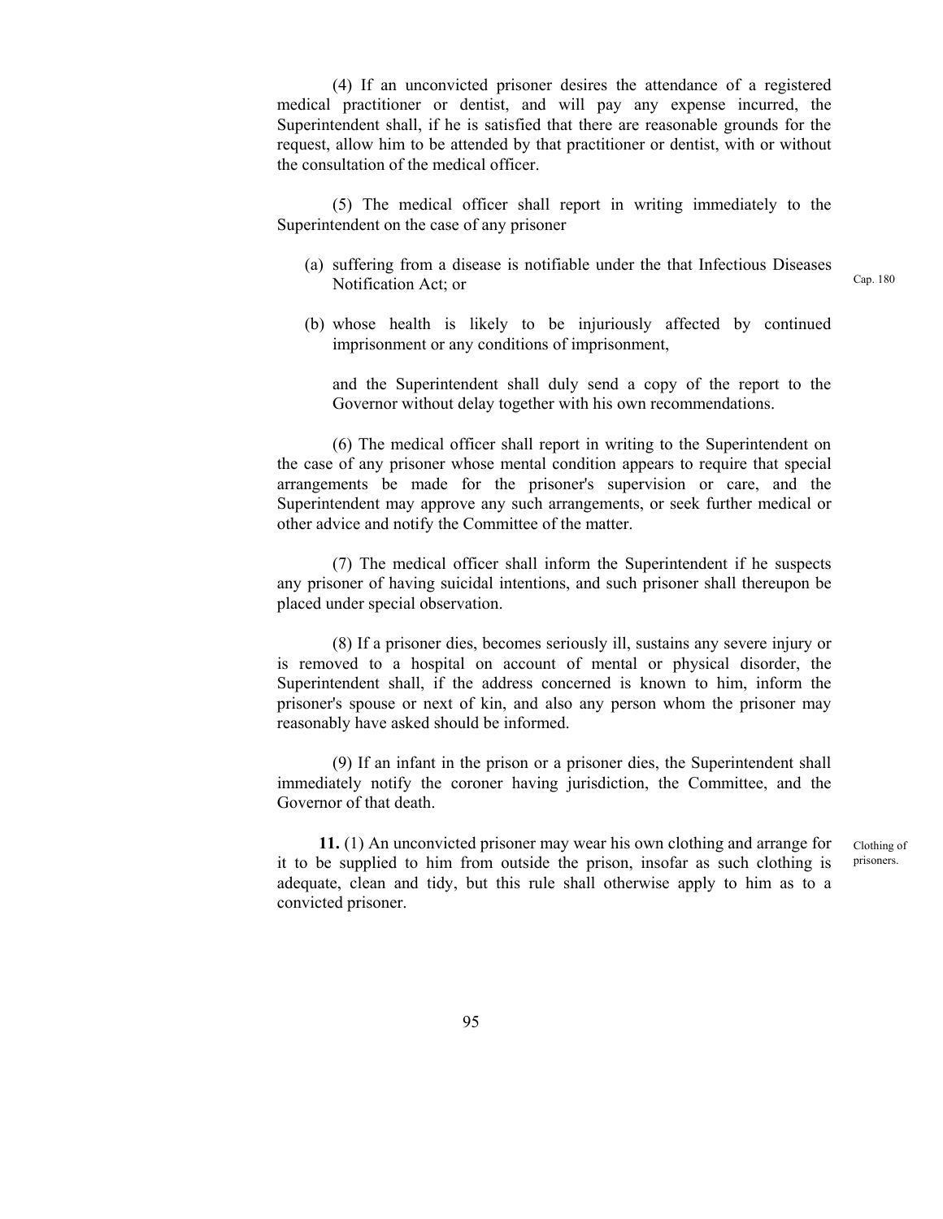(4) If an unconvicted prisoner desires the attendance of a registered medical practitioner or dentist, and will pay any expense incurred, the Superintendent shall, if he is satisfied that there are reasonable grounds for the request, allow him to be attended by that practitioner or dentist, with or without the consultation of the medical officer.

(5) The medical officer shall report in writing immediately to the Superintendent on the case of any prisoner

(a) suffering from a disease is notifiable under the that Infectious Diseases Notification Act; or

Cap. 180

(b) whose health is likely to be injuriously affected by continued imprisonment or any conditions of imprisonment,

and the Superintendent shall duly send a copy of the report to the Governor without delay together with his own recommendations.

(6) The medical officer shall report in writing to the Superintendent on the case of any prisoner whose mental condition appears to require that special arrangements be made for the prisoner's supervision or care, and the Superintendent may approve any such arrangements, or seek further medical or other advice and notify the Committee of the matter.

(7) The medical officer shall inform the Superintendent if he suspects any prisoner of having suicidal intentions, and such prisoner shall thereupon be placed under special observation.

(8) If a prisoner dies, becomes seriously ill, sustains any severe injury or is removed to a hospital on account of mental or physical disorder, the Superintendent shall, if the address concerned is known to him, inform the prisoner's spouse or next of kin, and also any person whom the prisoner may reasonably have asked should be informed.

(9) If an infant in the prison or a prisoner dies, the Superintendent shall immediately notify the coroner having jurisdiction, the Committee, and the Governor of that death.

Clothing of prisoners.

**11.** (1) An unconvicted prisoner may wear his own clothing and arrange for it to be supplied to him from outside the prison, insofar as such clothing is adequate, clean and tidy, but this rule shall otherwise apply to him as to a convicted prisoner.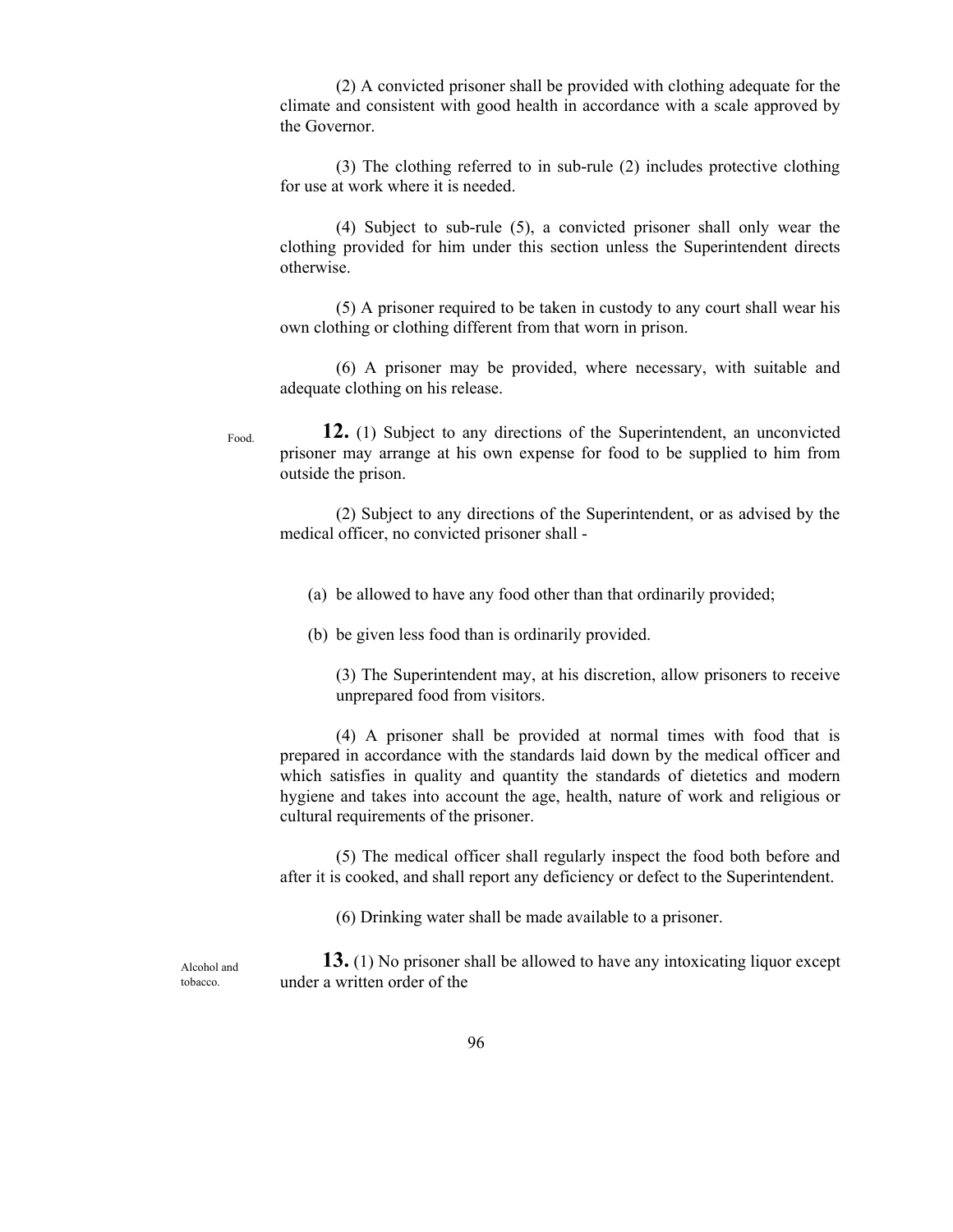(2) A convicted prisoner shall be provided with clothing adequate for the climate and consistent with good health in accordance with a scale approved by the Governor.

(3) The clothing referred to in sub-rule (2) includes protective clothing for use at work where it is needed.

(4) Subject to sub-rule (5), a convicted prisoner shall only wear the clothing provided for him under this section unless the Superintendent directs otherwise.

(5) A prisoner required to be taken in custody to any court shall wear his own clothing or clothing different from that worn in prison.

(6) A prisoner may be provided, where necessary, with suitable and adequate clothing on his release.

Food.

**12.** (1) Subject to any directions of the Superintendent, an unconvicted prisoner may arrange at his own expense for food to be supplied to him from outside the prison.

(2) Subject to any directions of the Superintendent, or as advised by the medical officer, no convicted prisoner shall -

(a) be allowed to have any food other than that ordinarily provided;

(b) be given less food than is ordinarily provided.

(3) The Superintendent may, at his discretion, allow prisoners to receive unprepared food from visitors.

(4) A prisoner shall be provided at normal times with food that is prepared in accordance with the standards laid down by the medical officer and which satisfies in quality and quantity the standards of dietetics and modern hygiene and takes into account the age, health, nature of work and religious or cultural requirements of the prisoner.

(5) The medical officer shall regularly inspect the food both before and after it is cooked, and shall report any deficiency or defect to the Superintendent.

(6) Drinking water shall be made available to a prisoner.

Alcohol and tobacco.

**13.** (1) No prisoner shall be allowed to have any intoxicating liquor except under a written order of the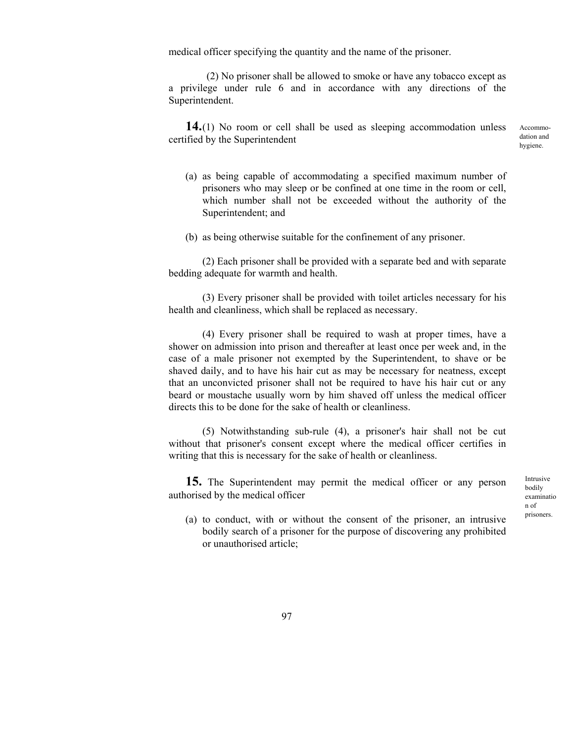medical officer specifying the quantity and the name of the prisoner.

(2) No prisoner shall be allowed to smoke or have any tobacco except as a privilege under rule 6 and in accordance with any directions of the Superintendent.

**14.**(1) No room or cell shall be used as sleeping accommodation unless certified by the Superintendent

Accommodation and hygiene.

(a) as being capable of accommodating a specified maximum number of prisoners who may sleep or be confined at one time in the room or cell, which number shall not be exceeded without the authority of the Superintendent; and

(b) as being otherwise suitable for the confinement of any prisoner.

(2) Each prisoner shall be provided with a separate bed and with separate bedding adequate for warmth and health.

(3) Every prisoner shall be provided with toilet articles necessary for his health and cleanliness, which shall be replaced as necessary.

(4) Every prisoner shall be required to wash at proper times, have a shower on admission into prison and thereafter at least once per week and, in the case of a male prisoner not exempted by the Superintendent, to shave or be shaved daily, and to have his hair cut as may be necessary for neatness, except that an unconvicted prisoner shall not be required to have his hair cut or any beard or moustache usually worn by him shaved off unless the medical officer directs this to be done for the sake of health or cleanliness.

(5) Notwithstanding sub-rule (4), a prisoner's hair shall not be cut without that prisoner's consent except where the medical officer certifies in writing that this is necessary for the sake of health or cleanliness.

**15.** The Superintendent may permit the medical officer or any person authorised by the medical officer

Intrusive bodily examination of prisoners.

(a) to conduct, with or without the consent of the prisoner, an intrusive bodily search of a prisoner for the purpose of discovering any prohibited or unauthorised article;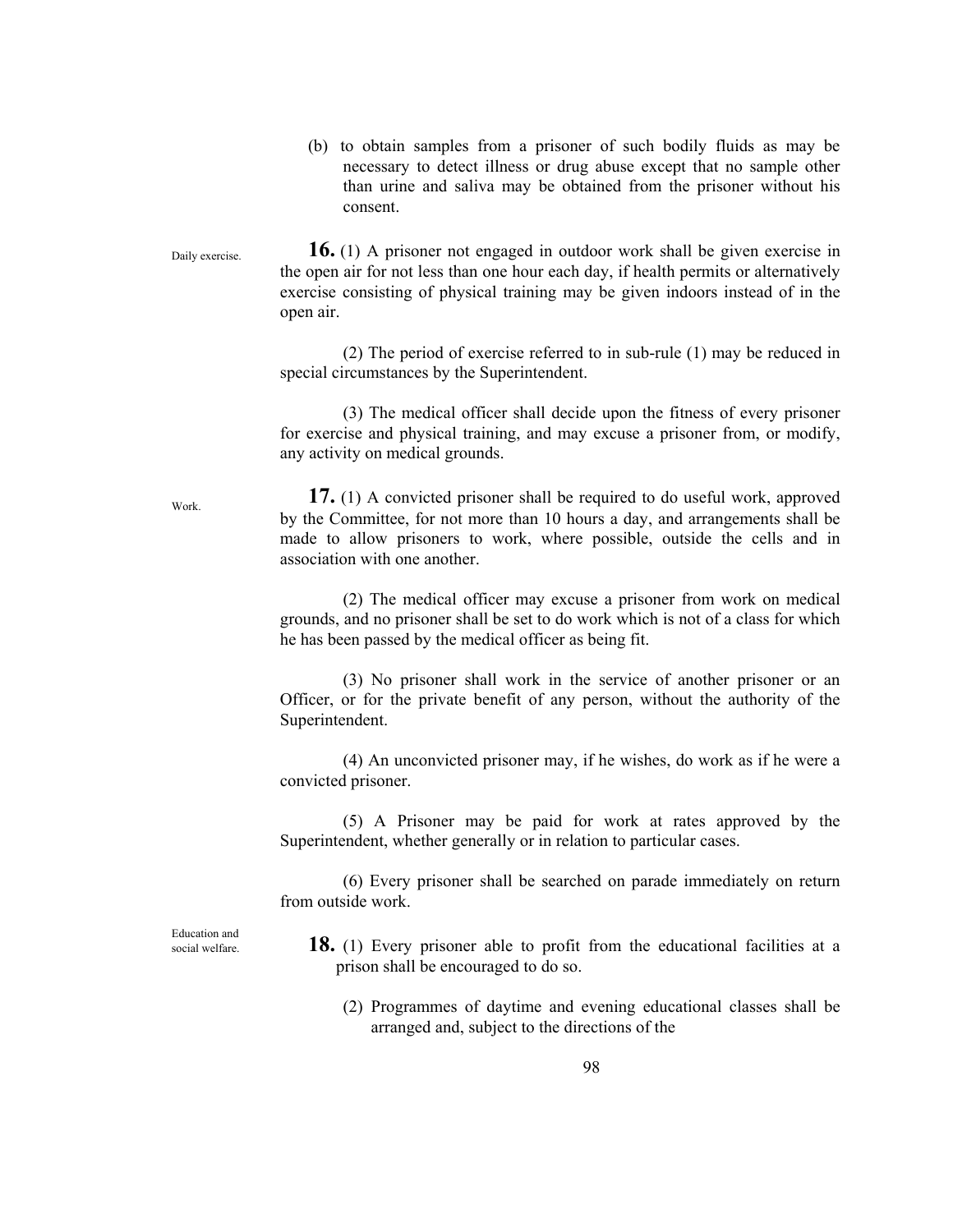(b) to obtain samples from a prisoner of such bodily fluids as may be necessary to detect illness or drug abuse except that no sample other than urine and saliva may be obtained from the prisoner without his consent.

Daily exercise.

**16.** (1) A prisoner not engaged in outdoor work shall be given exercise in the open air for not less than one hour each day, if health permits or alternatively exercise consisting of physical training may be given indoors instead of in the open air.

(2) The period of exercise referred to in sub-rule (1) may be reduced in special circumstances by the Superintendent.

(3) The medical officer shall decide upon the fitness of every prisoner for exercise and physical training, and may excuse a prisoner from, or modify, any activity on medical grounds.

Work.

**17.** (1) A convicted prisoner shall be required to do useful work, approved by the Committee, for not more than 10 hours a day, and arrangements shall be made to allow prisoners to work, where possible, outside the cells and in association with one another.

(2) The medical officer may excuse a prisoner from work on medical grounds, and no prisoner shall be set to do work which is not of a class for which he has been passed by the medical officer as being fit.

(3) No prisoner shall work in the service of another prisoner or an Officer, or for the private benefit of any person, without the authority of the Superintendent.

(4) An unconvicted prisoner may, if he wishes, do work as if he were a convicted prisoner.

(5) A Prisoner may be paid for work at rates approved by the Superintendent, whether generally or in relation to particular cases.

(6) Every prisoner shall be searched on parade immediately on return from outside work.

Education and social welfare.

**18.** (1) Every prisoner able to profit from the educational facilities at a prison shall be encouraged to do so.

(2) Programmes of daytime and evening educational classes shall be arranged and, subject to the directions of the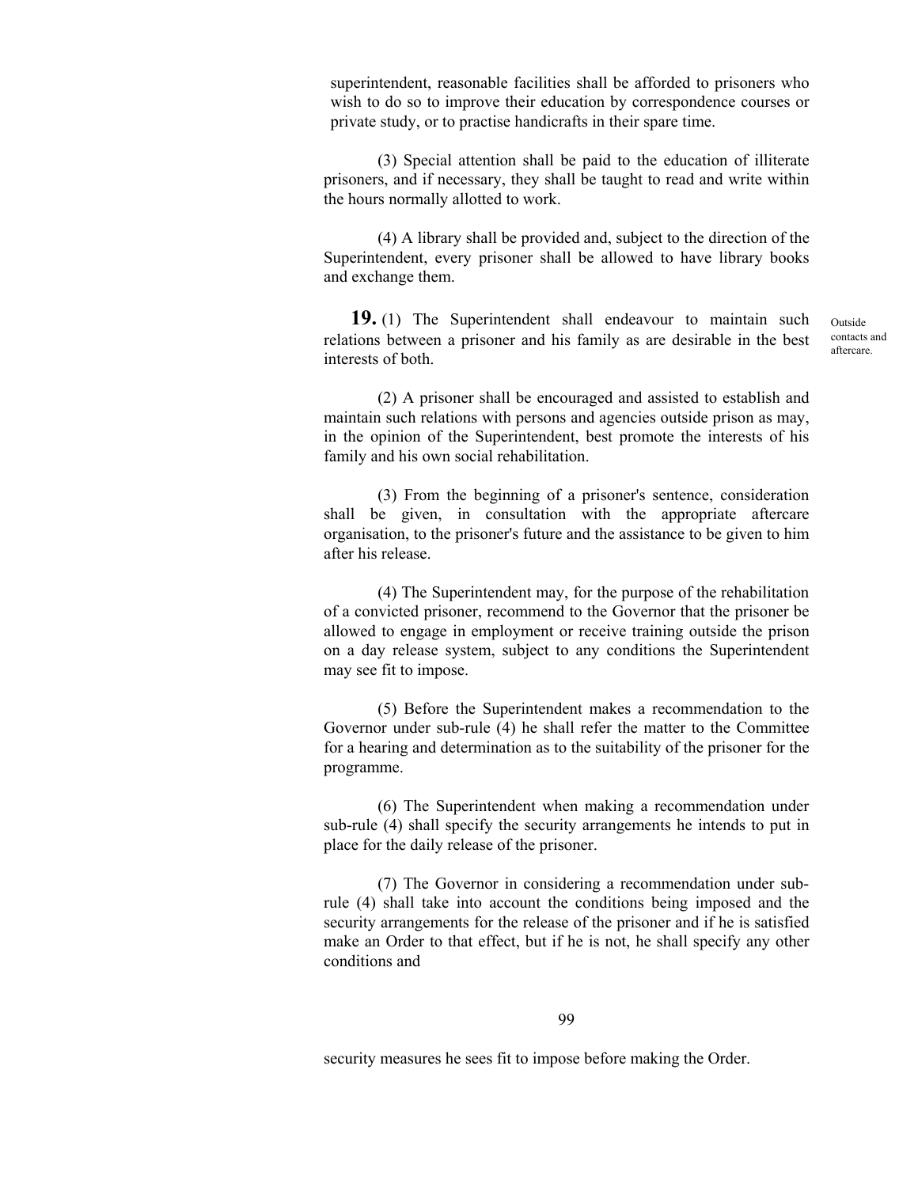superintendent, reasonable facilities shall be afforded to prisoners who wish to do so to improve their education by correspondence courses or private study, or to practise handicrafts in their spare time.

(3) Special attention shall be paid to the education of illiterate prisoners, and if necessary, they shall be taught to read and write within the hours normally allotted to work.

(4) A library shall be provided and, subject to the direction of the Superintendent, every prisoner shall be allowed to have library books and exchange them.

Outside contacts and aftercare.

**19.** (1) The Superintendent shall endeavour to maintain such relations between a prisoner and his family as are desirable in the best interests of both.

(2) A prisoner shall be encouraged and assisted to establish and maintain such relations with persons and agencies outside prison as may, in the opinion of the Superintendent, best promote the interests of his family and his own social rehabilitation.

(3) From the beginning of a prisoner's sentence, consideration shall be given, in consultation with the appropriate aftercare organisation, to the prisoner's future and the assistance to be given to him after his release.

(4) The Superintendent may, for the purpose of the rehabilitation of a convicted prisoner, recommend to the Governor that the prisoner be allowed to engage in employment or receive training outside the prison on a day release system, subject to any conditions the Superintendent may see fit to impose.

(5) Before the Superintendent makes a recommendation to the Governor under sub-rule (4) he shall refer the matter to the Committee for a hearing and determination as to the suitability of the prisoner for the programme.

(6) The Superintendent when making a recommendation under sub-rule (4) shall specify the security arrangements he intends to put in place for the daily release of the prisoner.

(7) The Governor in considering a recommendation under sub-rule (4) shall take into account the conditions being imposed and the security arrangements for the release of the prisoner and if he is satisfied make an Order to that effect, but if he is not, he shall specify any other conditions and security measures he sees fit to impose before making the Order.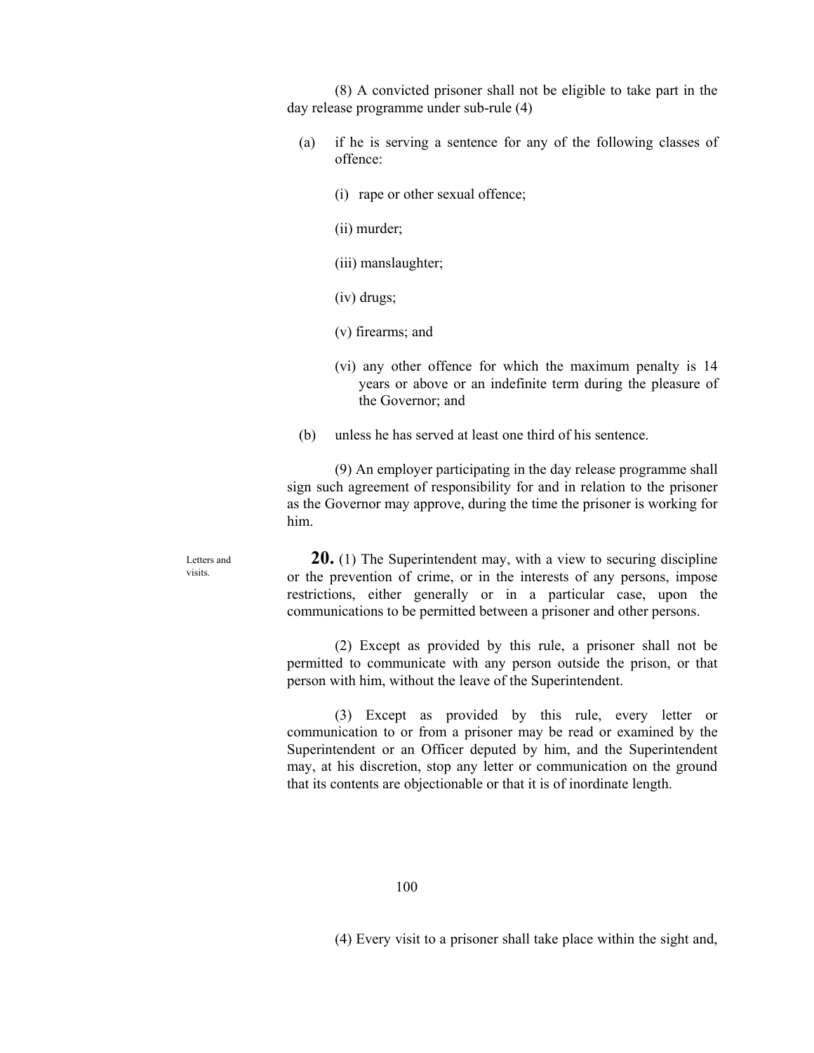(8) A convicted prisoner shall not be eligible to take part in the day release programme under sub-rule (4)

(a) if he is serving a sentence for any of the following classes of offence:

(i) rape or other sexual offence;

(ii) murder;

(iii) manslaughter;

(iv) drugs;

(v) firearms; and

(vi) any other offence for which the maximum penalty is 14 years or above or an indefinite term during the pleasure of the Governor; and

(b) unless he has served at least one third of his sentence.

(9) An employer participating in the day release programme shall sign such agreement of responsibility for and in relation to the prisoner as the Governor may approve, during the time the prisoner is working for him.

Letters and visits.

**20.** (1) The Superintendent may, with a view to securing discipline or the prevention of crime, or in the interests of any persons, impose restrictions, either generally or in a particular case, upon the communications to be permitted between a prisoner and other persons.

(2) Except as provided by this rule, a prisoner shall not be permitted to communicate with any person outside the prison, or that person with him, without the leave of the Superintendent.

(3) Except as provided by this rule, every letter or communication to or from a prisoner may be read or examined by the Superintendent or an Officer deputed by him, and the Superintendent may, at his discretion, stop any letter or communication on the ground that its contents are objectionable or that it is of inordinate length.

(4) Every visit to a prisoner shall take place within the sight and,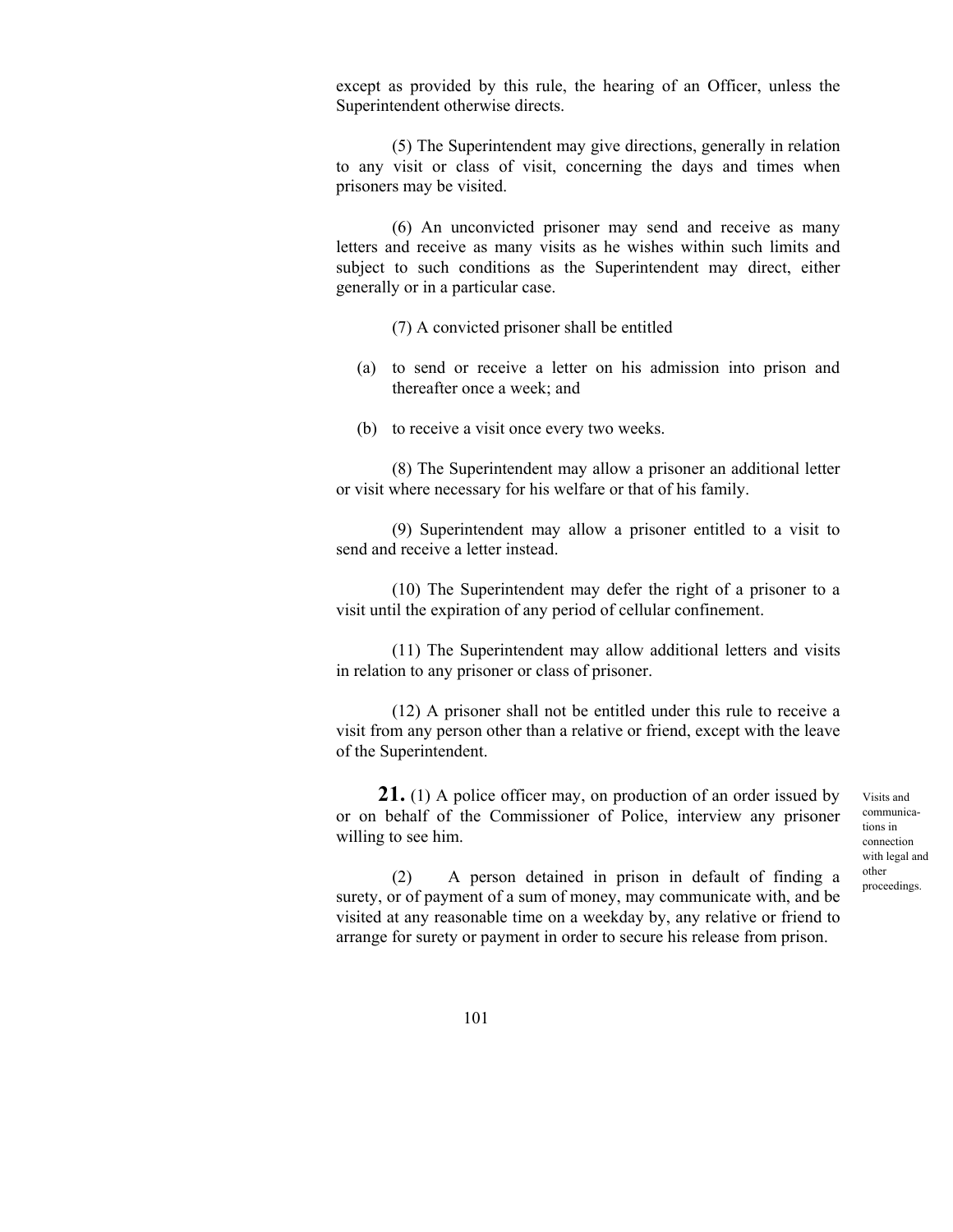except as provided by this rule, the hearing of an Officer, unless the Superintendent otherwise directs.

(5) The Superintendent may give directions, generally in relation to any visit or class of visit, concerning the days and times when prisoners may be visited.

(6) An unconvicted prisoner may send and receive as many letters and receive as many visits as he wishes within such limits and subject to such conditions as the Superintendent may direct, either generally or in a particular case.

(7) A convicted prisoner shall be entitled

(a) to send or receive a letter on his admission into prison and thereafter once a week; and

(b) to receive a visit once every two weeks.

(8) The Superintendent may allow a prisoner an additional letter or visit where necessary for his welfare or that of his family.

(9) Superintendent may allow a prisoner entitled to a visit to send and receive a letter instead.

(10) The Superintendent may defer the right of a prisoner to a visit until the expiration of any period of cellular confinement.

(11) The Superintendent may allow additional letters and visits in relation to any prisoner or class of prisoner.

(12) A prisoner shall not be entitled under this rule to receive a visit from any person other than a relative or friend, except with the leave of the Superintendent.

Visits and communications in connection with legal and other proceedings.

**21.** (1) A police officer may, on production of an order issued by or on behalf of the Commissioner of Police, interview any prisoner willing to see him.

(2) A person detained in prison in default of finding a surety, or of payment of a sum of money, may communicate with, and be visited at any reasonable time on a weekday by, any relative or friend to arrange for surety or payment in order to secure his release from prison.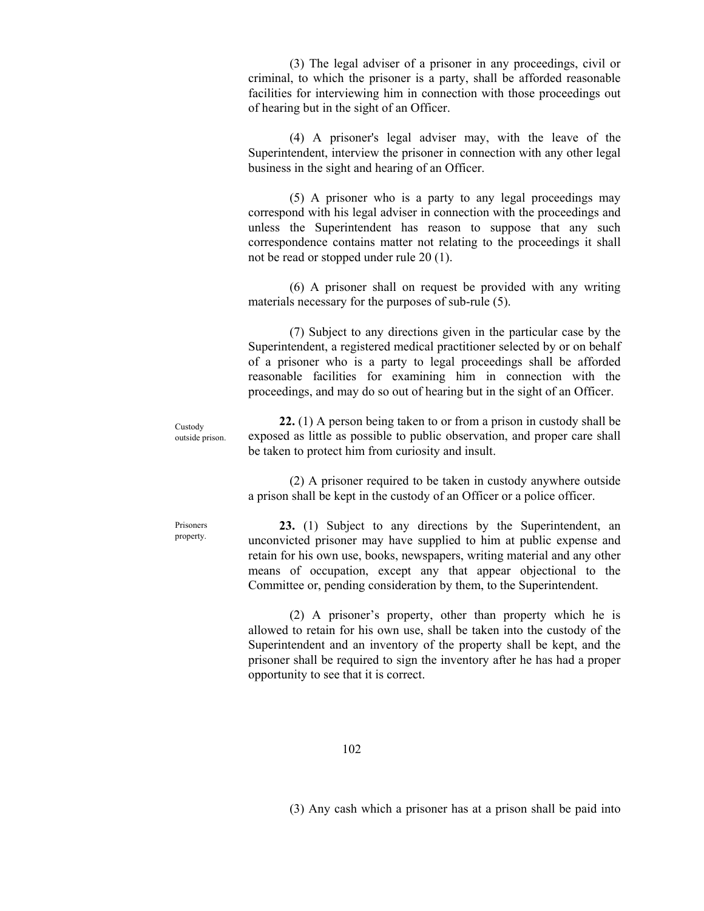(3) The legal adviser of a prisoner in any proceedings, civil or criminal, to which the prisoner is a party, shall be afforded reasonable facilities for interviewing him in connection with those proceedings out of hearing but in the sight of an Officer.

(4) A prisoner's legal adviser may, with the leave of the Superintendent, interview the prisoner in connection with any other legal business in the sight and hearing of an Officer.

(5) A prisoner who is a party to any legal proceedings may correspond with his legal adviser in connection with the proceedings and unless the Superintendent has reason to suppose that any such correspondence contains matter not relating to the proceedings it shall not be read or stopped under rule 20 (1).

(6) A prisoner shall on request be provided with any writing materials necessary for the purposes of sub-rule (5).

(7) Subject to any directions given in the particular case by the Superintendent, a registered medical practitioner selected by or on behalf of a prisoner who is a party to legal proceedings shall be afforded reasonable facilities for examining him in connection with the proceedings, and may do so out of hearing but in the sight of an Officer.

Custody outside prison.

**22.** (1) A person being taken to or from a prison in custody shall be exposed as little as possible to public observation, and proper care shall be taken to protect him from curiosity and insult.

(2) A prisoner required to be taken in custody anywhere outside a prison shall be kept in the custody of an Officer or a police officer.

Prisoners property.

**23.** (1) Subject to any directions by the Superintendent, an unconvicted prisoner may have supplied to him at public expense and retain for his own use, books, newspapers, writing material and any other means of occupation, except any that appear objectional to the Committee or, pending consideration by them, to the Superintendent.

(2) A prisoner's property, other than property which he is allowed to retain for his own use, shall be taken into the custody of the Superintendent and an inventory of the property shall be kept, and the prisoner shall be required to sign the inventory after he has had a proper opportunity to see that it is correct.

(3) Any cash which a prisoner has at a prison shall be paid into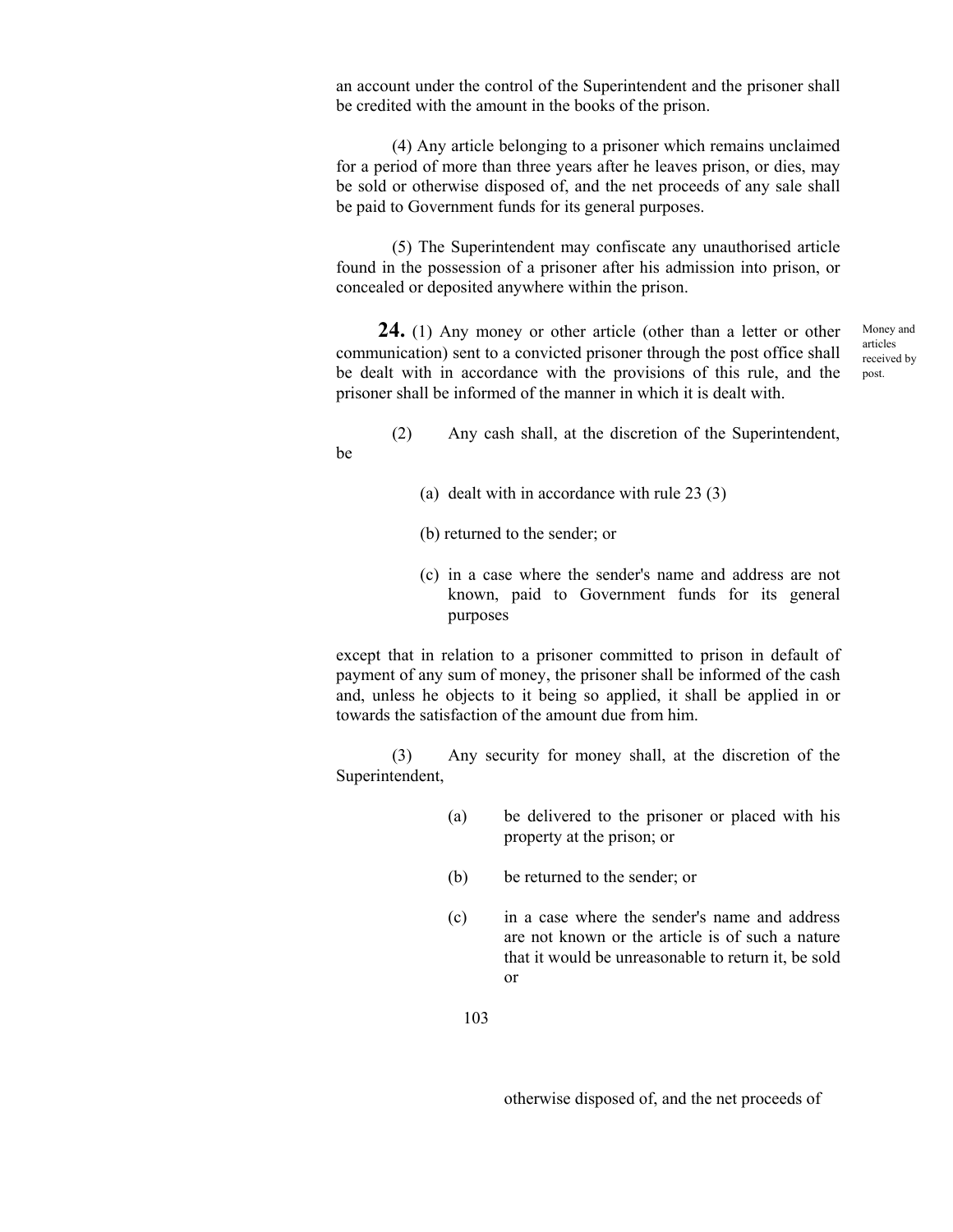an account under the control of the Superintendent and the prisoner shall be credited with the amount in the books of the prison.

(4) Any article belonging to a prisoner which remains unclaimed for a period of more than three years after he leaves prison, or dies, may be sold or otherwise disposed of, and the net proceeds of any sale shall be paid to Government funds for its general purposes.

(5) The Superintendent may confiscate any unauthorised article found in the possession of a prisoner after his admission into prison, or concealed or deposited anywhere within the prison.

Money and articles received by post.

**24.** (1) Any money or other article (other than a letter or other communication) sent to a convicted prisoner through the post office shall be dealt with in accordance with the provisions of this rule, and the prisoner shall be informed of the manner in which it is dealt with.

(2) Any cash shall, at the discretion of the Superintendent, be

(a) dealt with in accordance with rule 23 (3)

(b) returned to the sender; or

(c) in a case where the sender's name and address are not known, paid to Government funds for its general purposes

except that in relation to a prisoner committed to prison in default of payment of any sum of money, the prisoner shall be informed of the cash and, unless he objects to it being so applied, it shall be applied in or towards the satisfaction of the amount due from him.

(3) Any security for money shall, at the discretion of the Superintendent,

(a) be delivered to the prisoner or placed with his property at the prison; or

(b) be returned to the sender; or

(c) in a case where the sender's name and address are not known or the article is of such a nature that it would be unreasonable to return it, be sold or otherwise disposed of, and the net proceeds of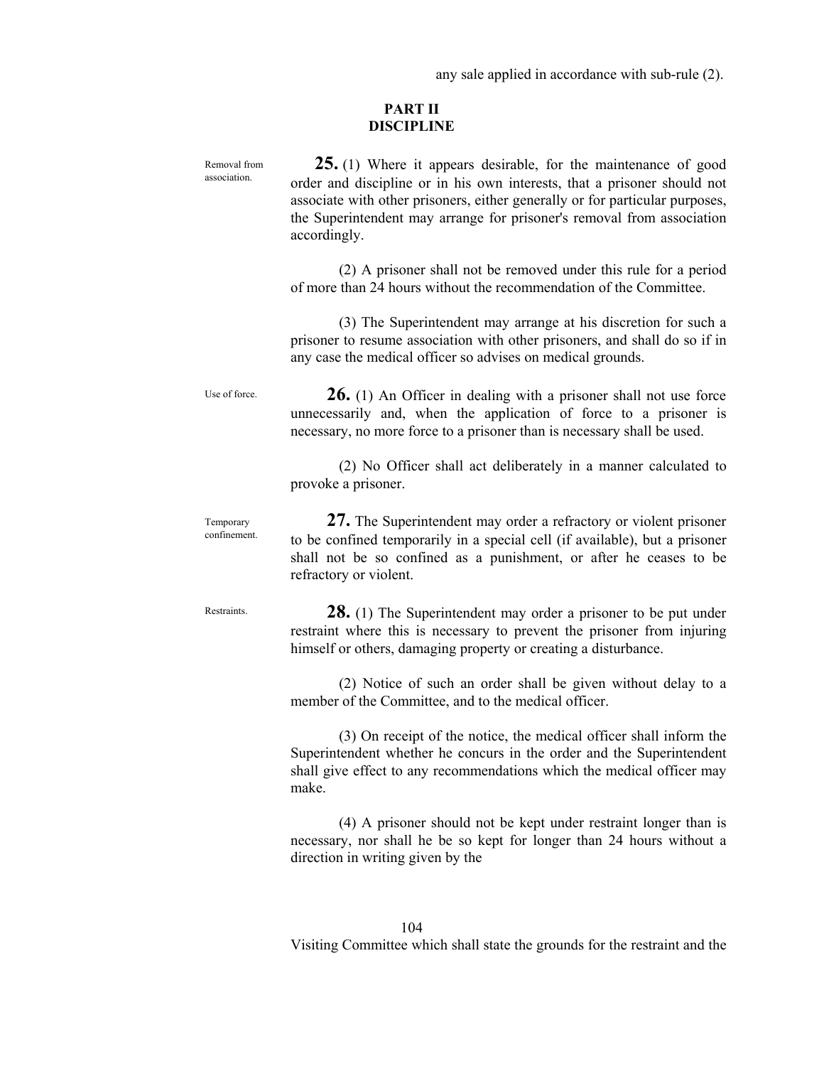any sale applied in accordance with sub-rule (2).

## PART II
## DISCIPLINE

Removal from association.

**25.** (1) Where it appears desirable, for the maintenance of good order and discipline or in his own interests, that a prisoner should not associate with other prisoners, either generally or for particular purposes, the Superintendent may arrange for prisoner's removal from association accordingly.

(2) A prisoner shall not be removed under this rule for a period of more than 24 hours without the recommendation of the Committee.

(3) The Superintendent may arrange at his discretion for such a prisoner to resume association with other prisoners, and shall do so if in any case the medical officer so advises on medical grounds.

Use of force.

**26.** (1) An Officer in dealing with a prisoner shall not use force unnecessarily and, when the application of force to a prisoner is necessary, no more force to a prisoner than is necessary shall be used.

(2) No Officer shall act deliberately in a manner calculated to provoke a prisoner.

Temporary confinement.

**27.** The Superintendent may order a refractory or violent prisoner to be confined temporarily in a special cell (if available), but a prisoner shall not be so confined as a punishment, or after he ceases to be refractory or violent.

Restraints.

**28.** (1) The Superintendent may order a prisoner to be put under restraint where this is necessary to prevent the prisoner from injuring himself or others, damaging property or creating a disturbance.

(2) Notice of such an order shall be given without delay to a member of the Committee, and to the medical officer.

(3) On receipt of the notice, the medical officer shall inform the Superintendent whether he concurs in the order and the Superintendent shall give effect to any recommendations which the medical officer may make.

(4) A prisoner should not be kept under restraint longer than is necessary, nor shall he be so kept for longer than 24 hours without a direction in writing given by the

Visiting Committee which shall state the grounds for the restraint and the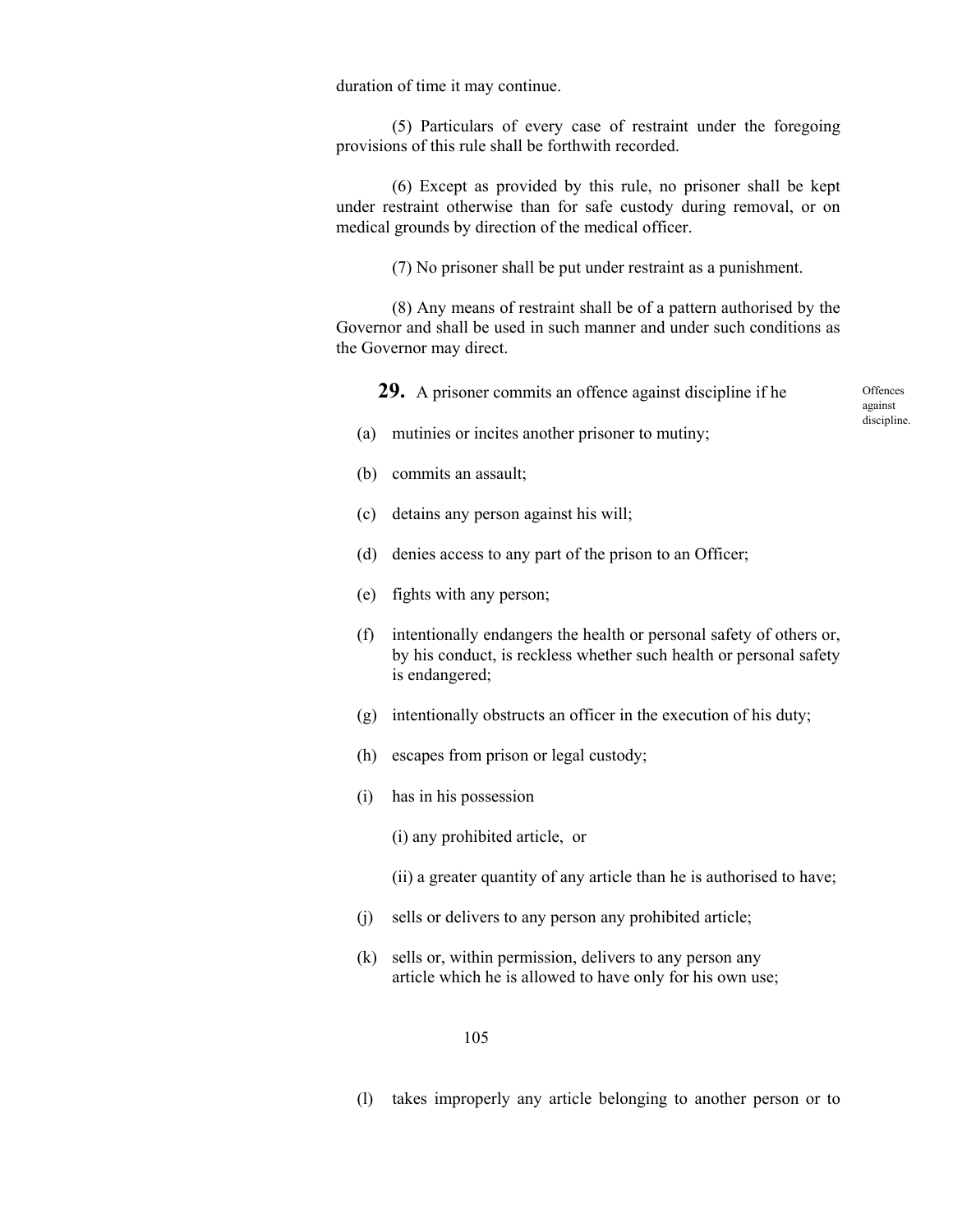duration of time it may continue.

(5) Particulars of every case of restraint under the foregoing provisions of this rule shall be forthwith recorded.

(6) Except as provided by this rule, no prisoner shall be kept under restraint otherwise than for safe custody during removal, or on medical grounds by direction of the medical officer.

(7) No prisoner shall be put under restraint as a punishment.

(8) Any means of restraint shall be of a pattern authorised by the Governor and shall be used in such manner and under such conditions as the Governor may direct.

Offences against discipline.

**29.** A prisoner commits an offence against discipline if he

(a) mutinies or incites another prisoner to mutiny;

(b) commits an assault;

(c) detains any person against his will;

(d) denies access to any part of the prison to an Officer;

(e) fights with any person;

(f) intentionally endangers the health or personal safety of others or, by his conduct, is reckless whether such health or personal safety is endangered;

(g) intentionally obstructs an officer in the execution of his duty;

(h) escapes from prison or legal custody;

(i) has in his possession

(i) any prohibited article, or

(ii) a greater quantity of any article than he is authorised to have;

(j) sells or delivers to any person any prohibited article;

(k) sells or, within permission, delivers to any person any article which he is allowed to have only for his own use;

(l) takes improperly any article belonging to another person or to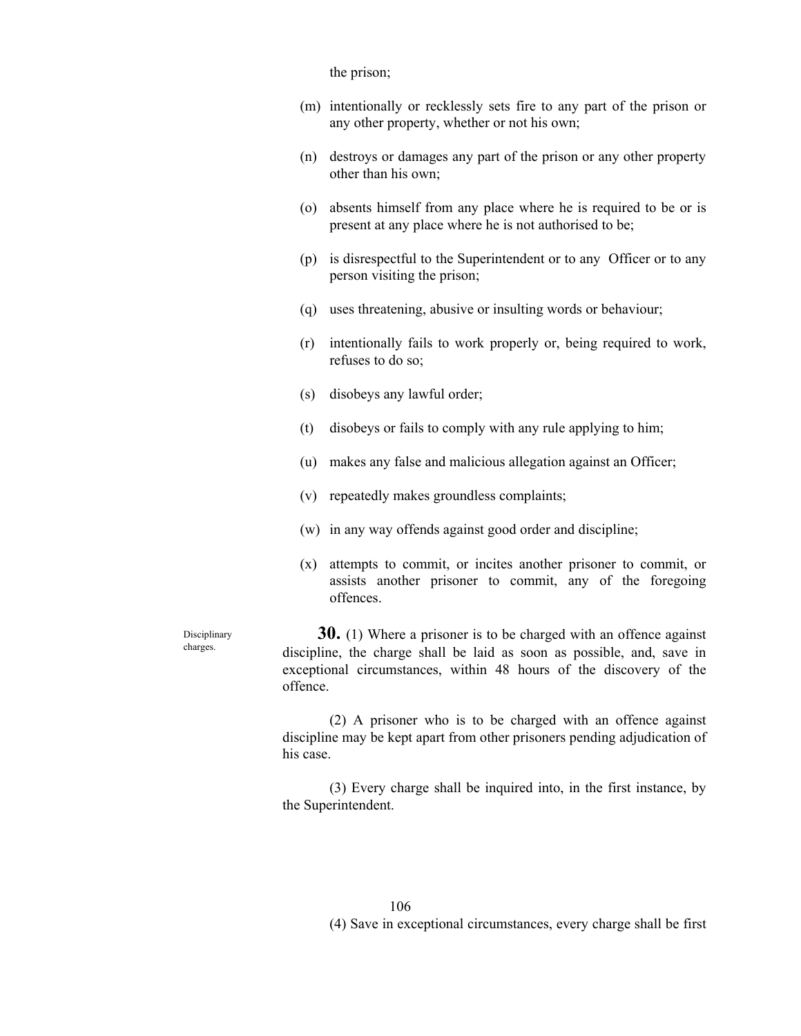the prison;

(m) intentionally or recklessly sets fire to any part of the prison or any other property, whether or not his own;

(n) destroys or damages any part of the prison or any other property other than his own;

(o) absents himself from any place where he is required to be or is present at any place where he is not authorised to be;

(p) is disrespectful to the Superintendent or to any Officer or to any person visiting the prison;

(q) uses threatening, abusive or insulting words or behaviour;

(r) intentionally fails to work properly or, being required to work, refuses to do so;

(s) disobeys any lawful order;

(t) disobeys or fails to comply with any rule applying to him;

(u) makes any false and malicious allegation against an Officer;

(v) repeatedly makes groundless complaints;

(w) in any way offends against good order and discipline;

(x) attempts to commit, or incites another prisoner to commit, or assists another prisoner to commit, any of the foregoing offences.

Disciplinary charges.

**30.** (1) Where a prisoner is to be charged with an offence against discipline, the charge shall be laid as soon as possible, and, save in exceptional circumstances, within 48 hours of the discovery of the offence.

(2) A prisoner who is to be charged with an offence against discipline may be kept apart from other prisoners pending adjudication of his case.

(3) Every charge shall be inquired into, in the first instance, by the Superintendent.

(4) Save in exceptional circumstances, every charge shall be first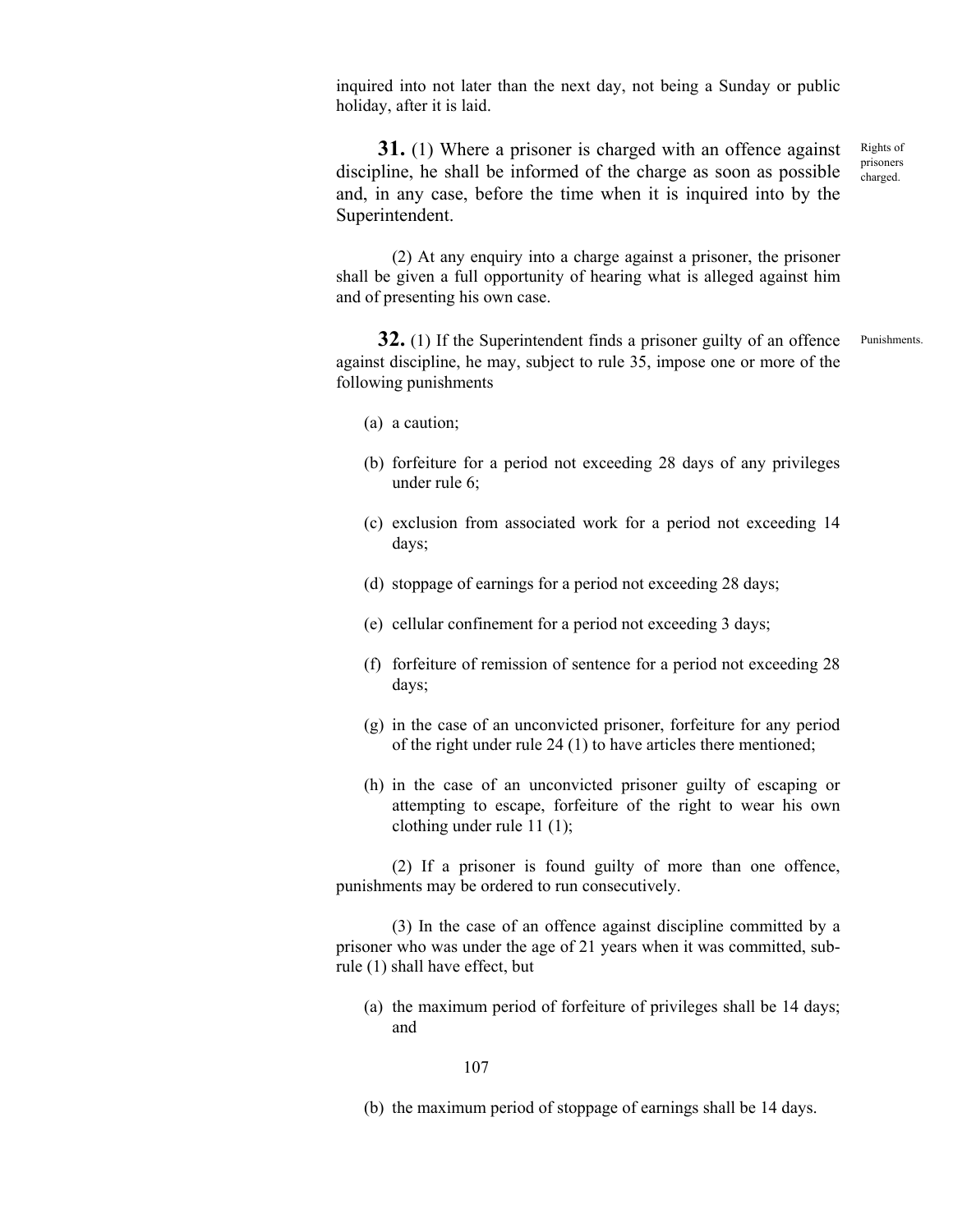inquired into not later than the next day, not being a Sunday or public holiday, after it is laid.

Rights of prisoners charged.

**31.** (1) Where a prisoner is charged with an offence against discipline, he shall be informed of the charge as soon as possible and, in any case, before the time when it is inquired into by the Superintendent.

(2) At any enquiry into a charge against a prisoner, the prisoner shall be given a full opportunity of hearing what is alleged against him and of presenting his own case.

Punishments.

**32.** (1) If the Superintendent finds a prisoner guilty of an offence against discipline, he may, subject to rule 35, impose one or more of the following punishments

(a) a caution;

(b) forfeiture for a period not exceeding 28 days of any privileges under rule 6;

(c) exclusion from associated work for a period not exceeding 14 days;

(d) stoppage of earnings for a period not exceeding 28 days;

(e) cellular confinement for a period not exceeding 3 days;

(f) forfeiture of remission of sentence for a period not exceeding 28 days;

(g) in the case of an unconvicted prisoner, forfeiture for any period of the right under rule 24 (1) to have articles there mentioned;

(h) in the case of an unconvicted prisoner guilty of escaping or attempting to escape, forfeiture of the right to wear his own clothing under rule 11 (1);

(2) If a prisoner is found guilty of more than one offence, punishments may be ordered to run consecutively.

(3) In the case of an offence against discipline committed by a prisoner who was under the age of 21 years when it was committed, sub-rule (1) shall have effect, but

(a) the maximum period of forfeiture of privileges shall be 14 days; and

(b) the maximum period of stoppage of earnings shall be 14 days.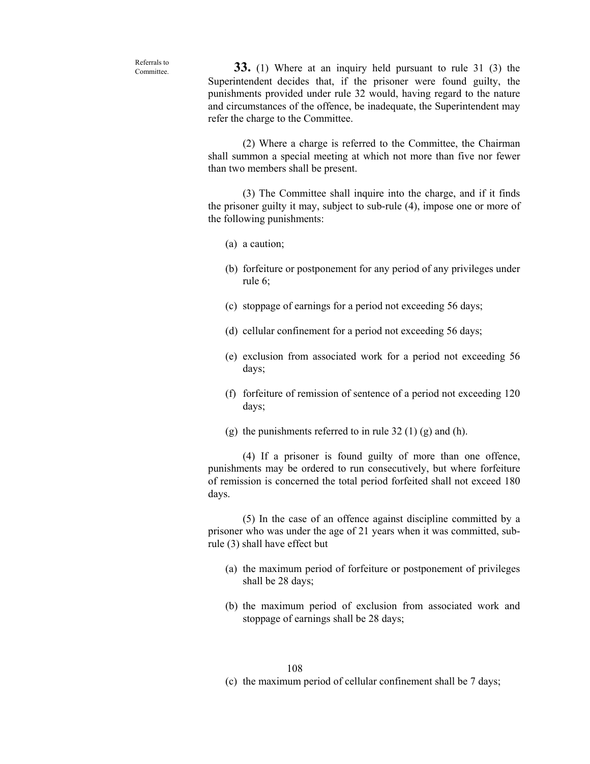Referrals to Committee.

**33.** (1) Where at an inquiry held pursuant to rule 31 (3) the Superintendent decides that, if the prisoner were found guilty, the punishments provided under rule 32 would, having regard to the nature and circumstances of the offence, be inadequate, the Superintendent may refer the charge to the Committee.

(2) Where a charge is referred to the Committee, the Chairman shall summon a special meeting at which not more than five nor fewer than two members shall be present.

(3) The Committee shall inquire into the charge, and if it finds the prisoner guilty it may, subject to sub-rule (4), impose one or more of the following punishments:

(a) a caution;

(b) forfeiture or postponement for any period of any privileges under rule 6;

(c) stoppage of earnings for a period not exceeding 56 days;

(d) cellular confinement for a period not exceeding 56 days;

(e) exclusion from associated work for a period not exceeding 56 days;

(f) forfeiture of remission of sentence of a period not exceeding 120 days;

(g) the punishments referred to in rule 32 (1) (g) and (h).

(4) If a prisoner is found guilty of more than one offence, punishments may be ordered to run consecutively, but where forfeiture of remission is concerned the total period forfeited shall not exceed 180 days.

(5) In the case of an offence against discipline committed by a prisoner who was under the age of 21 years when it was committed, sub-rule (3) shall have effect but

(a) the maximum period of forfeiture or postponement of privileges shall be 28 days;

(b) the maximum period of exclusion from associated work and stoppage of earnings shall be 28 days;

(c) the maximum period of cellular confinement shall be 7 days;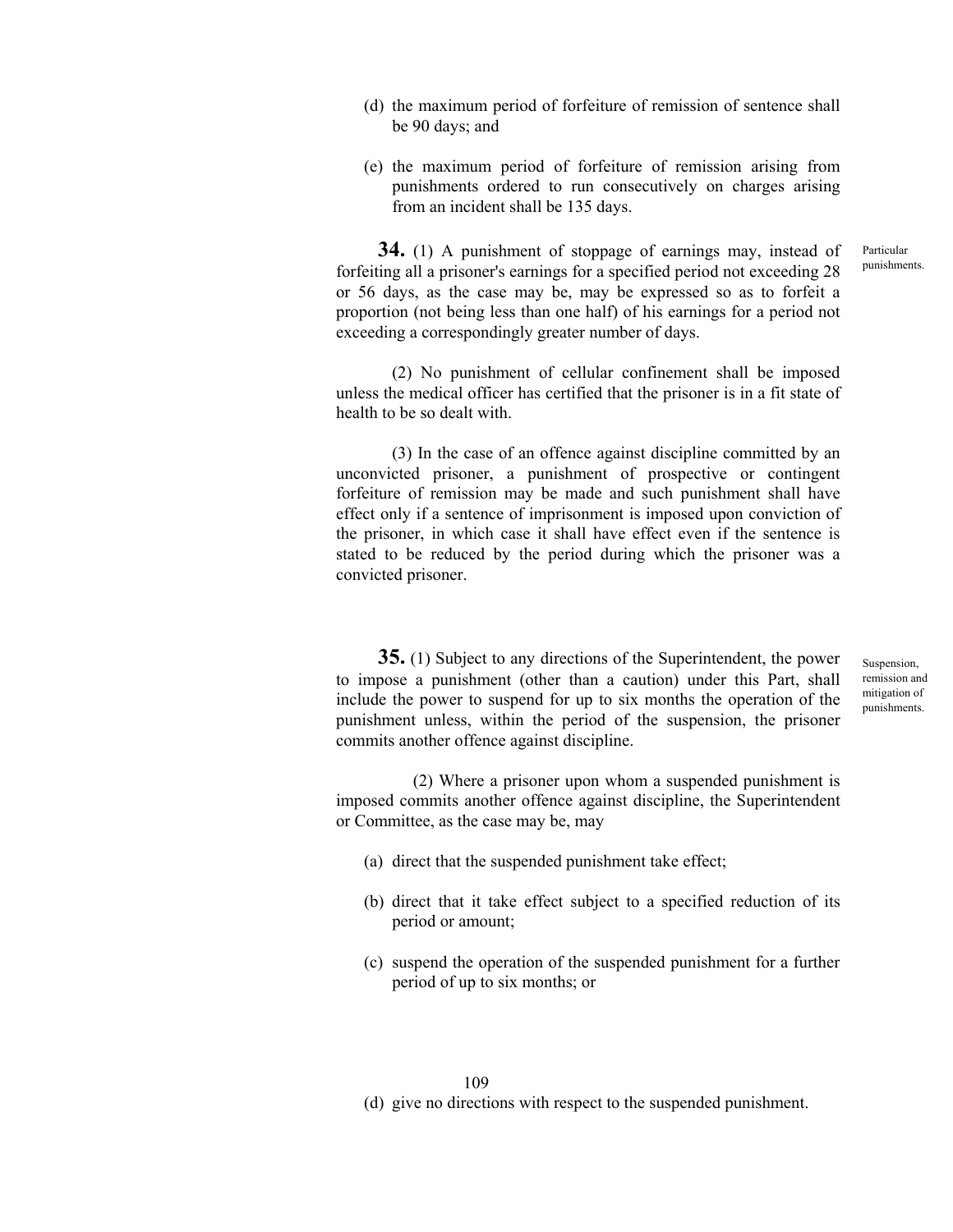(d) the maximum period of forfeiture of remission of sentence shall be 90 days; and

(e) the maximum period of forfeiture of remission arising from punishments ordered to run consecutively on charges arising from an incident shall be 135 days.

*Particular punishments.*

**34.** (1) A punishment of stoppage of earnings may, instead of forfeiting all a prisoner's earnings for a specified period not exceeding 28 or 56 days, as the case may be, may be expressed so as to forfeit a proportion (not being less than one half) of his earnings for a period not exceeding a correspondingly greater number of days.

(2) No punishment of cellular confinement shall be imposed unless the medical officer has certified that the prisoner is in a fit state of health to be so dealt with.

(3) In the case of an offence against discipline committed by an unconvicted prisoner, a punishment of prospective or contingent forfeiture of remission may be made and such punishment shall have effect only if a sentence of imprisonment is imposed upon conviction of the prisoner, in which case it shall have effect even if the sentence is stated to be reduced by the period during which the prisoner was a convicted prisoner.

*Suspension, remission and mitigation of punishments.*

**35.** (1) Subject to any directions of the Superintendent, the power to impose a punishment (other than a caution) under this Part, shall include the power to suspend for up to six months the operation of the punishment unless, within the period of the suspension, the prisoner commits another offence against discipline.

(2) Where a prisoner upon whom a suspended punishment is imposed commits another offence against discipline, the Superintendent or Committee, as the case may be, may

(a) direct that the suspended punishment take effect;

(b) direct that it take effect subject to a specified reduction of its period or amount;

(c) suspend the operation of the suspended punishment for a further period of up to six months; or

(d) give no directions with respect to the suspended punishment.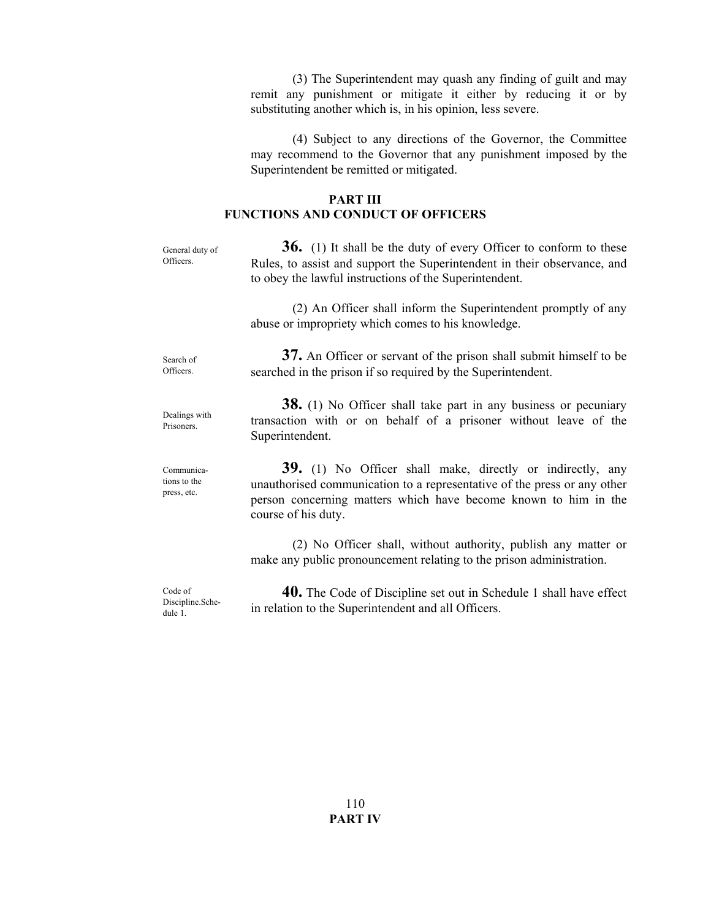(3) The Superintendent may quash any finding of guilt and may remit any punishment or mitigate it either by reducing it or by substituting another which is, in his opinion, less severe.

(4) Subject to any directions of the Governor, the Committee may recommend to the Governor that any punishment imposed by the Superintendent be remitted or mitigated.

## PART III
## FUNCTIONS AND CONDUCT OF OFFICERS

General duty of Officers.

**36.** (1) It shall be the duty of every Officer to conform to these Rules, to assist and support the Superintendent in their observance, and to obey the lawful instructions of the Superintendent.

(2) An Officer shall inform the Superintendent promptly of any abuse or impropriety which comes to his knowledge.

Search of Officers.

**37.** An Officer or servant of the prison shall submit himself to be searched in the prison if so required by the Superintendent.

Dealings with Prisoners.

**38.** (1) No Officer shall take part in any business or pecuniary transaction with or on behalf of a prisoner without leave of the Superintendent.

Communications to the press, etc.

**39.** (1) No Officer shall make, directly or indirectly, any unauthorised communication to a representative of the press or any other person concerning matters which have become known to him in the course of his duty.

(2) No Officer shall, without authority, publish any matter or make any public pronouncement relating to the prison administration.

Code of Discipline. Schedule 1.

**40.** The Code of Discipline set out in Schedule 1 shall have effect in relation to the Superintendent and all Officers.

**PART IV**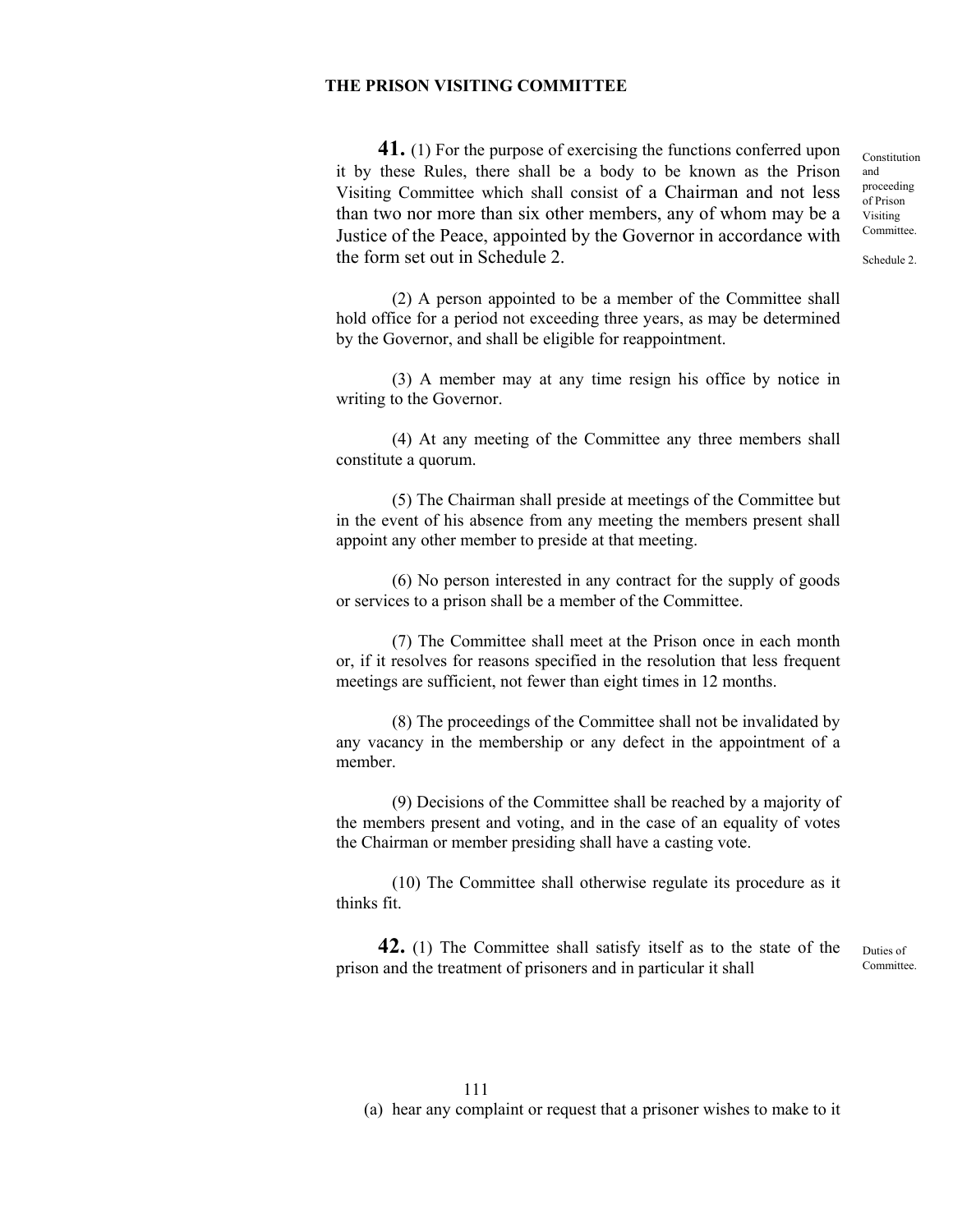## THE PRISON VISITING COMMITTEE

Constitution and proceeding of Prison Visiting Committee.

Schedule 2.

**41.** (1) For the purpose of exercising the functions conferred upon it by these Rules, there shall be a body to be known as the Prison Visiting Committee which shall consist of a Chairman and not less than two nor more than six other members, any of whom may be a Justice of the Peace, appointed by the Governor in accordance with the form set out in Schedule 2.

(2) A person appointed to be a member of the Committee shall hold office for a period not exceeding three years, as may be determined by the Governor, and shall be eligible for reappointment.

(3) A member may at any time resign his office by notice in writing to the Governor.

(4) At any meeting of the Committee any three members shall constitute a quorum.

(5) The Chairman shall preside at meetings of the Committee but in the event of his absence from any meeting the members present shall appoint any other member to preside at that meeting.

(6) No person interested in any contract for the supply of goods or services to a prison shall be a member of the Committee.

(7) The Committee shall meet at the Prison once in each month or, if it resolves for reasons specified in the resolution that less frequent meetings are sufficient, not fewer than eight times in 12 months.

(8) The proceedings of the Committee shall not be invalidated by any vacancy in the membership or any defect in the appointment of a member.

(9) Decisions of the Committee shall be reached by a majority of the members present and voting, and in the case of an equality of votes the Chairman or member presiding shall have a casting vote.

(10) The Committee shall otherwise regulate its procedure as it thinks fit.

Duties of Committee.

**42.** (1) The Committee shall satisfy itself as to the state of the prison and the treatment of prisoners and in particular it shall

(a) hear any complaint or request that a prisoner wishes to make to it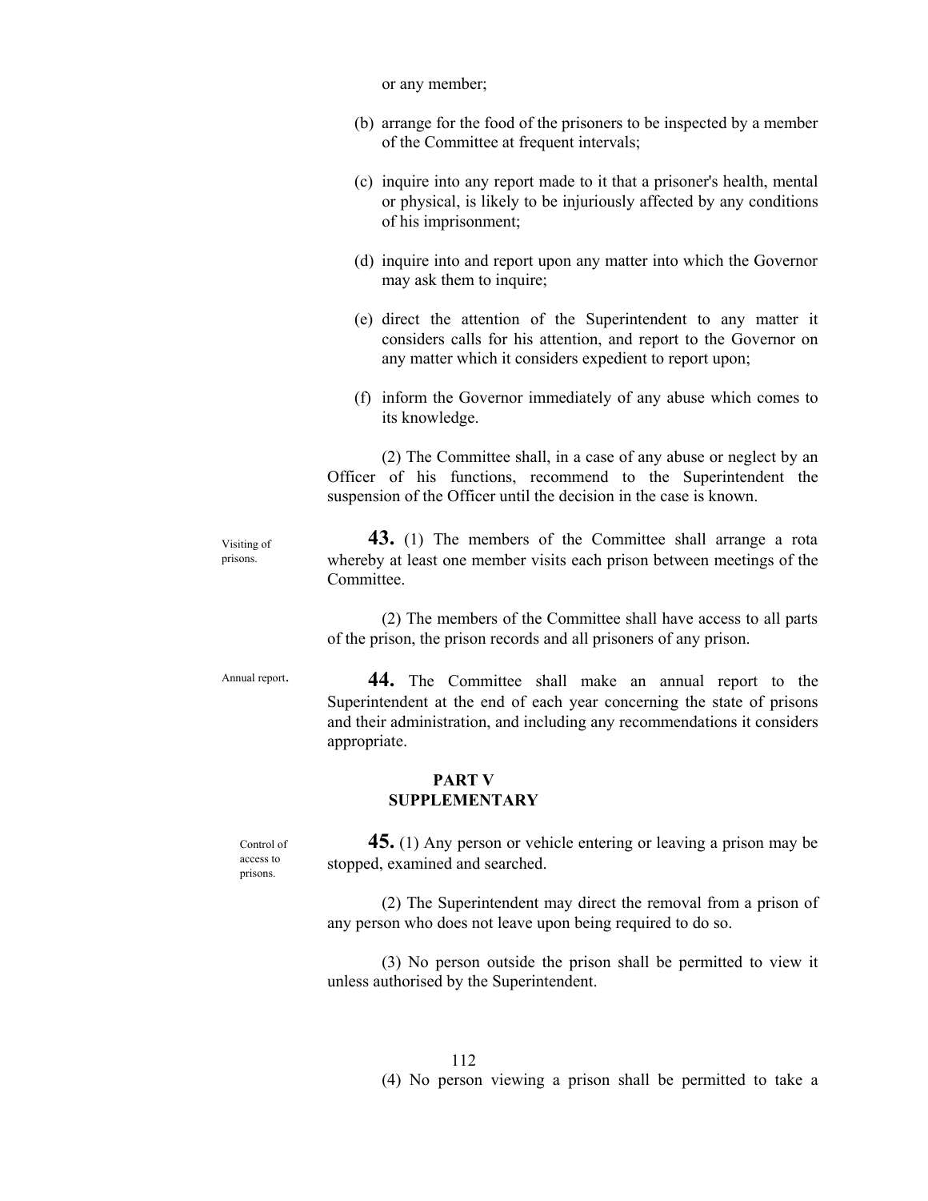or any member;

(b) arrange for the food of the prisoners to be inspected by a member of the Committee at frequent intervals;

(c) inquire into any report made to it that a prisoner's health, mental or physical, is likely to be injuriously affected by any conditions of his imprisonment;

(d) inquire into and report upon any matter into which the Governor may ask them to inquire;

(e) direct the attention of the Superintendent to any matter it considers calls for his attention, and report to the Governor on any matter which it considers expedient to report upon;

(f) inform the Governor immediately of any abuse which comes to its knowledge.

(2) The Committee shall, in a case of any abuse or neglect by an Officer of his functions, recommend to the Superintendent the suspension of the Officer until the decision in the case is known.

Visiting of prisons.

**43.** (1) The members of the Committee shall arrange a rota whereby at least one member visits each prison between meetings of the Committee.

(2) The members of the Committee shall have access to all parts of the prison, the prison records and all prisoners of any prison.

Annual report.

**44.** The Committee shall make an annual report to the Superintendent at the end of each year concerning the state of prisons and their administration, and including any recommendations it considers appropriate.

## PART V
## SUPPLEMENTARY

Control of access to prisons.

**45.** (1) Any person or vehicle entering or leaving a prison may be stopped, examined and searched.

(2) The Superintendent may direct the removal from a prison of any person who does not leave upon being required to do so.

(3) No person outside the prison shall be permitted to view it unless authorised by the Superintendent.

(4) No person viewing a prison shall be permitted to take a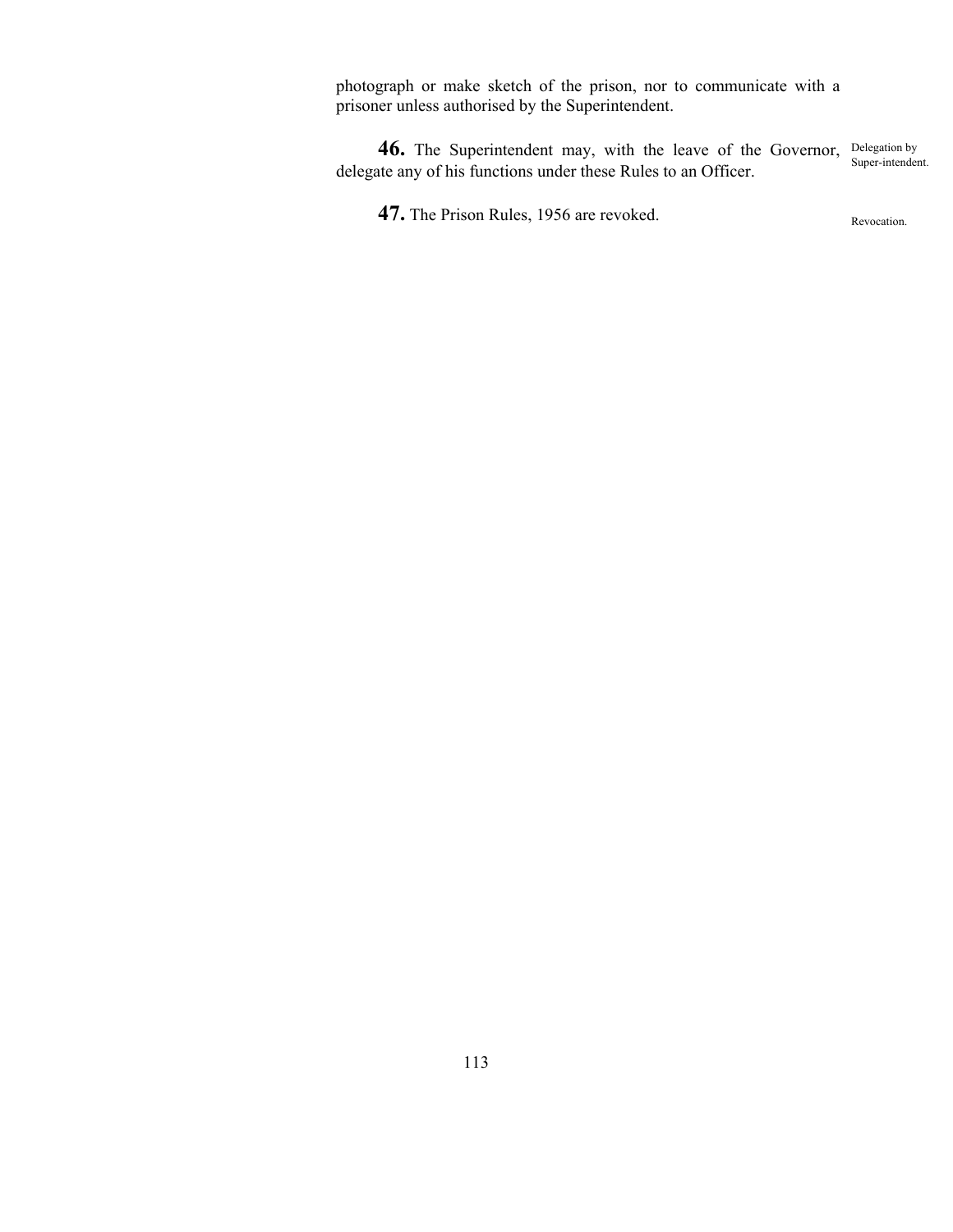photograph or make sketch of the prison, nor to communicate with a prisoner unless authorised by the Superintendent.

**46.** The Superintendent may, with the leave of the Governor, delegate any of his functions under these Rules to an Officer.

Delegation by Super-intendent.

**47.** The Prison Rules, 1956 are revoked.

Revocation.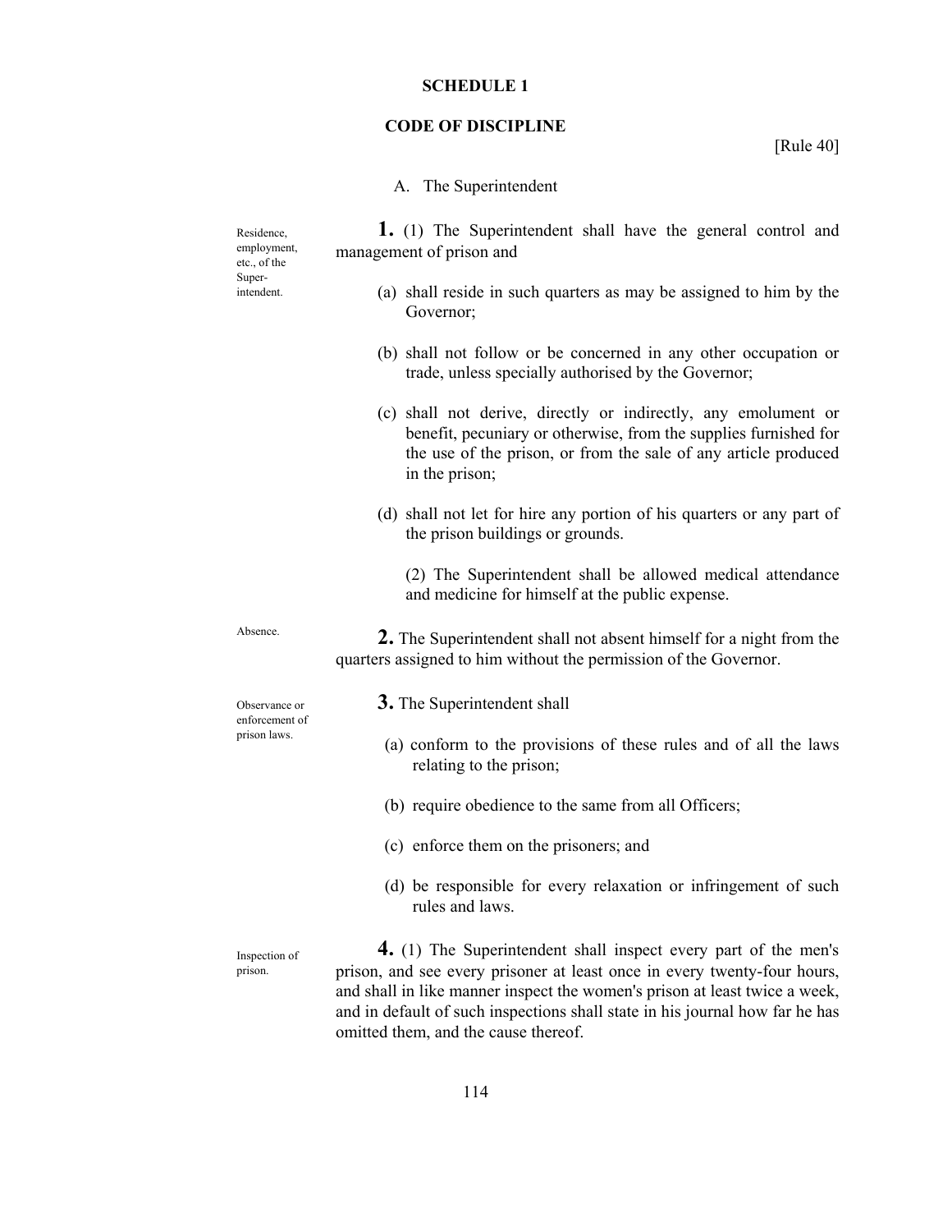## SCHEDULE 1

## CODE OF DISCIPLINE

[Rule 40]

### A. The Superintendent

*Residence, employment, etc., of the Superintendent.*

**1.** (1) The Superintendent shall have the general control and management of prison and

(a) shall reside in such quarters as may be assigned to him by the Governor;

(b) shall not follow or be concerned in any other occupation or trade, unless specially authorised by the Governor;

(c) shall not derive, directly or indirectly, any emolument or benefit, pecuniary or otherwise, from the supplies furnished for the use of the prison, or from the sale of any article produced in the prison;

(d) shall not let for hire any portion of his quarters or any part of the prison buildings or grounds.

(2) The Superintendent shall be allowed medical attendance and medicine for himself at the public expense.

*Absence.*

**2.** The Superintendent shall not absent himself for a night from the quarters assigned to him without the permission of the Governor.

*Observance or enforcement of prison laws.*

**3.** The Superintendent shall

(a) conform to the provisions of these rules and of all the laws relating to the prison;

(b) require obedience to the same from all Officers;

(c) enforce them on the prisoners; and

(d) be responsible for every relaxation or infringement of such rules and laws.

*Inspection of prison.*

**4.** (1) The Superintendent shall inspect every part of the men's prison, and see every prisoner at least once in every twenty-four hours, and shall in like manner inspect the women's prison at least twice a week, and in default of such inspections shall state in his journal how far he has omitted them, and the cause thereof.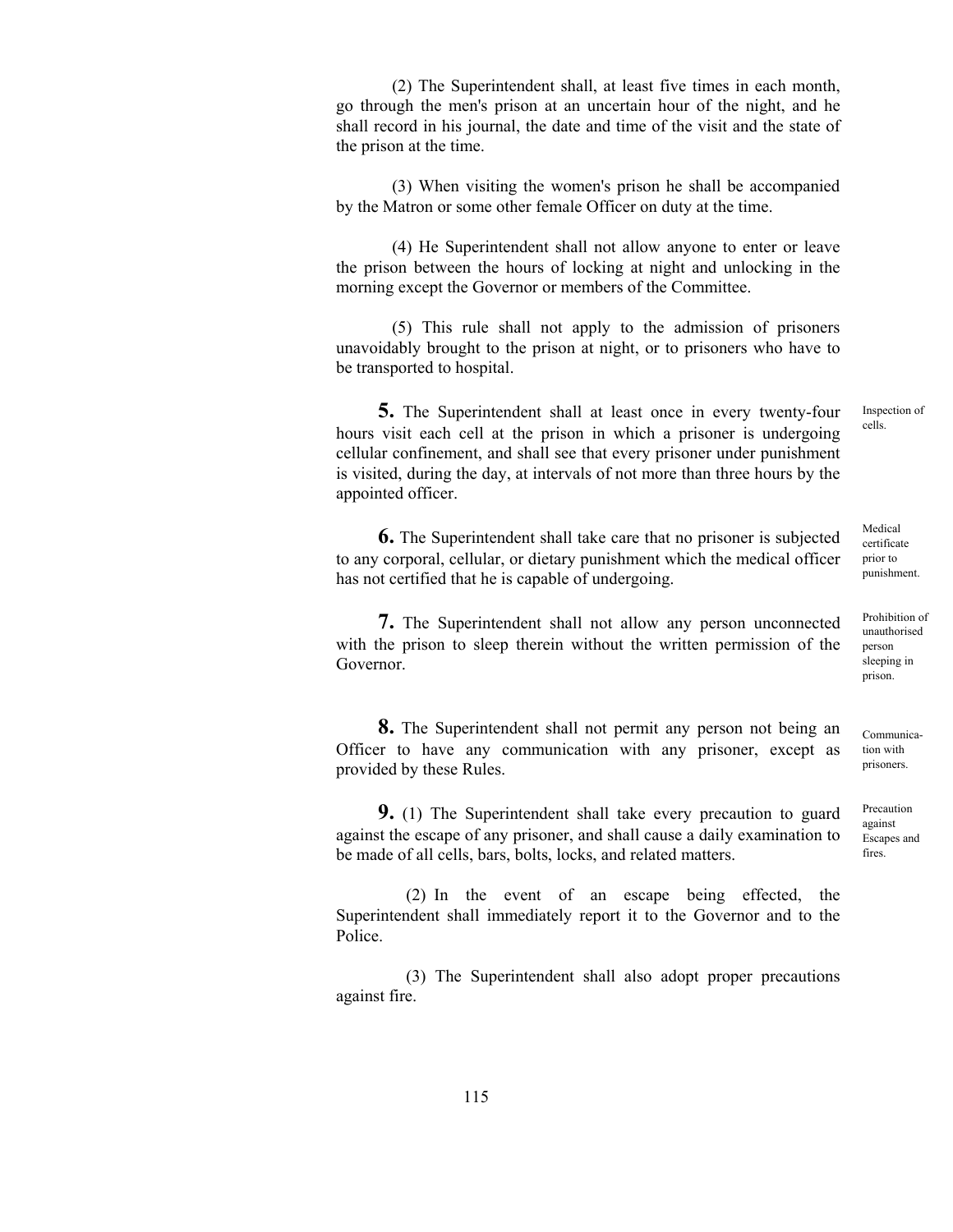(2) The Superintendent shall, at least five times in each month, go through the men's prison at an uncertain hour of the night, and he shall record in his journal, the date and time of the visit and the state of the prison at the time.

(3) When visiting the women's prison he shall be accompanied by the Matron or some other female Officer on duty at the time.

(4) He Superintendent shall not allow anyone to enter or leave the prison between the hours of locking at night and unlocking in the morning except the Governor or members of the Committee.

(5) This rule shall not apply to the admission of prisoners unavoidably brought to the prison at night, or to prisoners who have to be transported to hospital.

*Inspection of cells.*

**5.** The Superintendent shall at least once in every twenty-four hours visit each cell at the prison in which a prisoner is undergoing cellular confinement, and shall see that every prisoner under punishment is visited, during the day, at intervals of not more than three hours by the appointed officer.

*Medical certificate prior to punishment.*

**6.** The Superintendent shall take care that no prisoner is subjected to any corporal, cellular, or dietary punishment which the medical officer has not certified that he is capable of undergoing.

*Prohibition of unauthorised person sleeping in prison.*

**7.** The Superintendent shall not allow any person unconnected with the prison to sleep therein without the written permission of the Governor.

*Communication with prisoners.*

**8.** The Superintendent shall not permit any person not being an Officer to have any communication with any prisoner, except as provided by these Rules.

*Precaution against Escapes and fires.*

**9.** (1) The Superintendent shall take every precaution to guard against the escape of any prisoner, and shall cause a daily examination to be made of all cells, bars, bolts, locks, and related matters.

(2) In the event of an escape being effected, the Superintendent shall immediately report it to the Governor and to the Police.

(3) The Superintendent shall also adopt proper precautions against fire.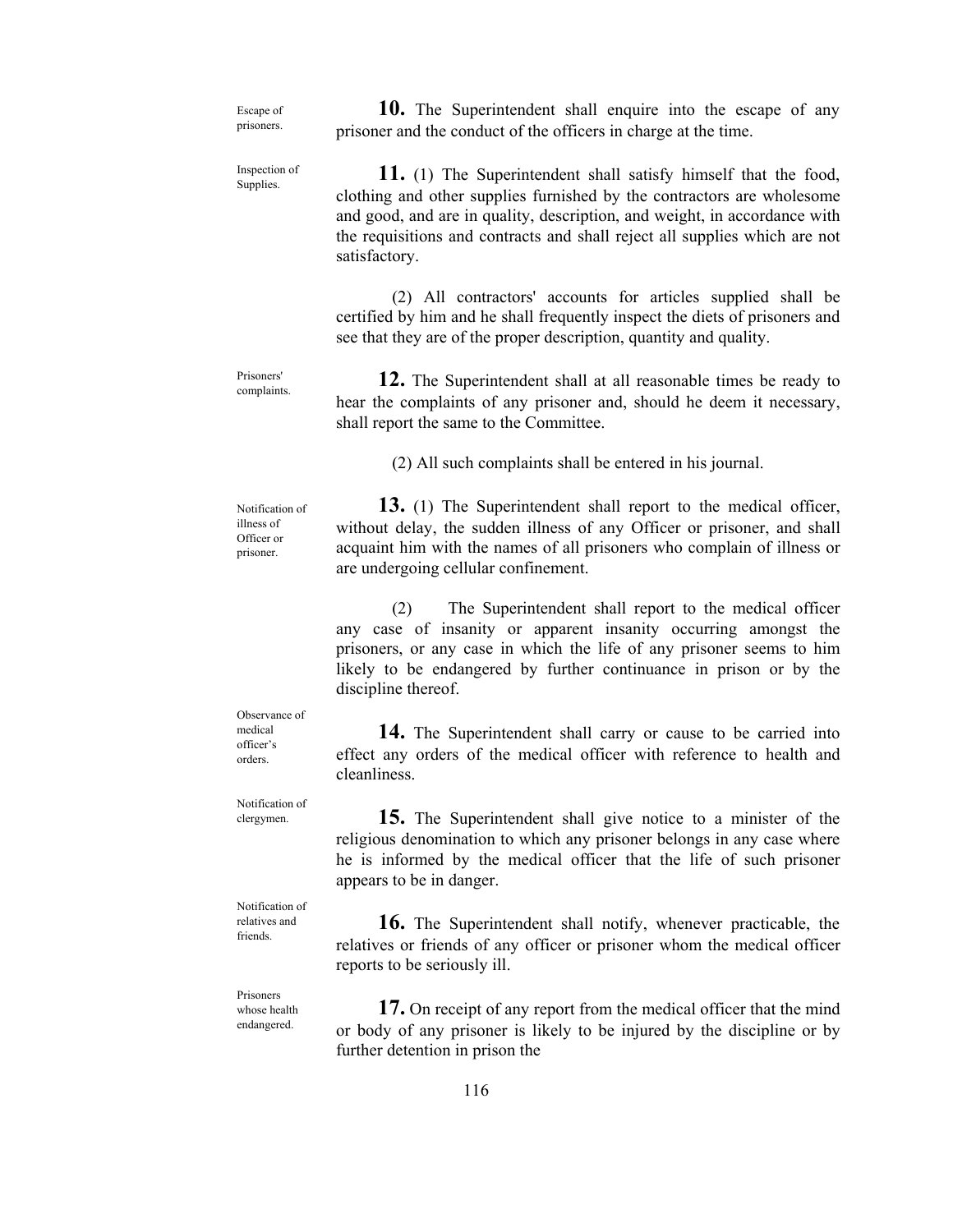Escape of prisoners.

**10.** The Superintendent shall enquire into the escape of any prisoner and the conduct of the officers in charge at the time.

Inspection of Supplies.

**11.** (1) The Superintendent shall satisfy himself that the food, clothing and other supplies furnished by the contractors are wholesome and good, and are in quality, description, and weight, in accordance with the requisitions and contracts and shall reject all supplies which are not satisfactory.

(2) All contractors' accounts for articles supplied shall be certified by him and he shall frequently inspect the diets of prisoners and see that they are of the proper description, quantity and quality.

Prisoners' complaints.

**12.** The Superintendent shall at all reasonable times be ready to hear the complaints of any prisoner and, should he deem it necessary, shall report the same to the Committee.

(2) All such complaints shall be entered in his journal.

Notification of illness of Officer or prisoner.

**13.** (1) The Superintendent shall report to the medical officer, without delay, the sudden illness of any Officer or prisoner, and shall acquaint him with the names of all prisoners who complain of illness or are undergoing cellular confinement.

(2) The Superintendent shall report to the medical officer any case of insanity or apparent insanity occurring amongst the prisoners, or any case in which the life of any prisoner seems to him likely to be endangered by further continuance in prison or by the discipline thereof.

Observance of medical officer's orders.

**14.** The Superintendent shall carry or cause to be carried into effect any orders of the medical officer with reference to health and cleanliness.

Notification of clergymen.

**15.** The Superintendent shall give notice to a minister of the religious denomination to which any prisoner belongs in any case where he is informed by the medical officer that the life of such prisoner appears to be in danger.

Notification of relatives and friends.

**16.** The Superintendent shall notify, whenever practicable, the relatives or friends of any officer or prisoner whom the medical officer reports to be seriously ill.

Prisoners whose health endangered.

**17.** On receipt of any report from the medical officer that the mind or body of any prisoner is likely to be injured by the discipline or by further detention in prison the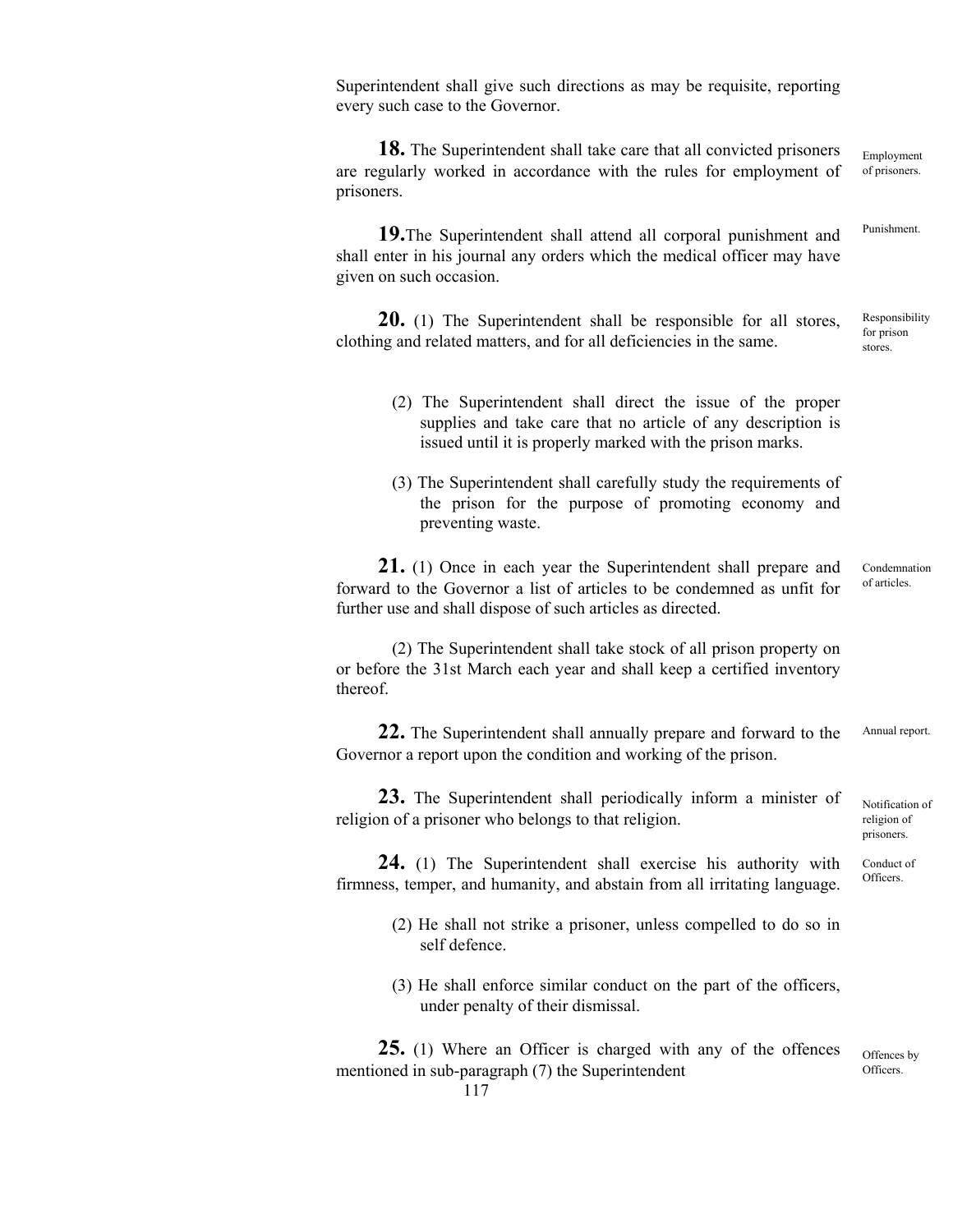Superintendent shall give such directions as may be requisite, reporting every such case to the Governor.

**18.** The Superintendent shall take care that all convicted prisoners are regularly worked in accordance with the rules for employment of prisoners.

Employment of prisoners.

**19.** The Superintendent shall attend all corporal punishment and shall enter in his journal any orders which the medical officer may have given on such occasion.

Punishment.

**20.** (1) The Superintendent shall be responsible for all stores, clothing and related matters, and for all deficiencies in the same.

Responsibility for prison stores.

(2) The Superintendent shall direct the issue of the proper supplies and take care that no article of any description is issued until it is properly marked with the prison marks.

(3) The Superintendent shall carefully study the requirements of the prison for the purpose of promoting economy and preventing waste.

**21.** (1) Once in each year the Superintendent shall prepare and forward to the Governor a list of articles to be condemned as unfit for further use and shall dispose of such articles as directed.

Condemnation of articles.

(2) The Superintendent shall take stock of all prison property on or before the 31st March each year and shall keep a certified inventory thereof.

**22.** The Superintendent shall annually prepare and forward to the Governor a report upon the condition and working of the prison.

Annual report.

**23.** The Superintendent shall periodically inform a minister of religion of a prisoner who belongs to that religion.

Notification of religion of prisoners.

**24.** (1) The Superintendent shall exercise his authority with firmness, temper, and humanity, and abstain from all irritating language.

Conduct of Officers.

(2) He shall not strike a prisoner, unless compelled to do so in self defence.

(3) He shall enforce similar conduct on the part of the officers, under penalty of their dismissal.

**25.** (1) Where an Officer is charged with any of the offences mentioned in sub-paragraph (7) the Superintendent

Offences by Officers.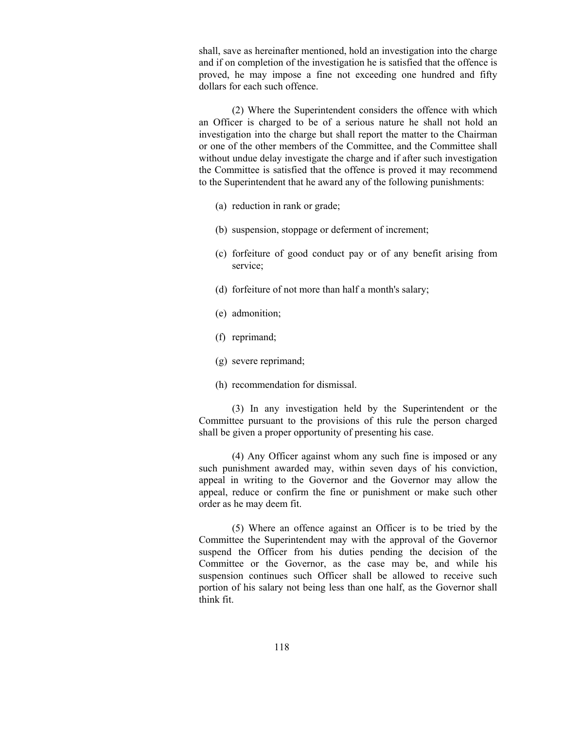shall, save as hereinafter mentioned, hold an investigation into the charge and if on completion of the investigation he is satisfied that the offence is proved, he may impose a fine not exceeding one hundred and fifty dollars for each such offence.

(2) Where the Superintendent considers the offence with which an Officer is charged to be of a serious nature he shall not hold an investigation into the charge but shall report the matter to the Chairman or one of the other members of the Committee, and the Committee shall without undue delay investigate the charge and if after such investigation the Committee is satisfied that the offence is proved it may recommend to the Superintendent that he award any of the following punishments:

(a) reduction in rank or grade;

(b) suspension, stoppage or deferment of increment;

(c) forfeiture of good conduct pay or of any benefit arising from service;

(d) forfeiture of not more than half a month's salary;

(e) admonition;

(f) reprimand;

(g) severe reprimand;

(h) recommendation for dismissal.

(3) In any investigation held by the Superintendent or the Committee pursuant to the provisions of this rule the person charged shall be given a proper opportunity of presenting his case.

(4) Any Officer against whom any such fine is imposed or any such punishment awarded may, within seven days of his conviction, appeal in writing to the Governor and the Governor may allow the appeal, reduce or confirm the fine or punishment or make such other order as he may deem fit.

(5) Where an offence against an Officer is to be tried by the Committee the Superintendent may with the approval of the Governor suspend the Officer from his duties pending the decision of the Committee or the Governor, as the case may be, and while his suspension continues such Officer shall be allowed to receive such portion of his salary not being less than one half, as the Governor shall think fit.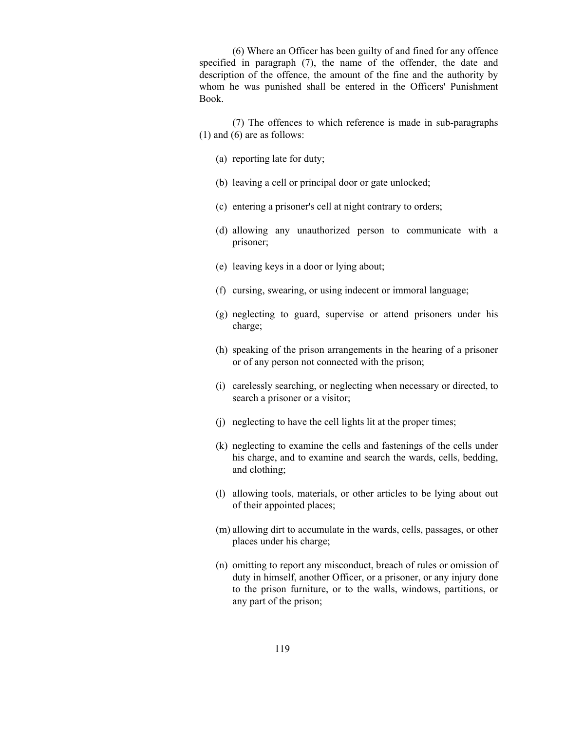(6) Where an Officer has been guilty of and fined for any offence specified in paragraph (7), the name of the offender, the date and description of the offence, the amount of the fine and the authority by whom he was punished shall be entered in the Officers' Punishment Book.

(7) The offences to which reference is made in sub-paragraphs (1) and (6) are as follows:

(a) reporting late for duty;

(b) leaving a cell or principal door or gate unlocked;

(c) entering a prisoner's cell at night contrary to orders;

(d) allowing any unauthorized person to communicate with a prisoner;

(e) leaving keys in a door or lying about;

(f) cursing, swearing, or using indecent or immoral language;

(g) neglecting to guard, supervise or attend prisoners under his charge;

(h) speaking of the prison arrangements in the hearing of a prisoner or of any person not connected with the prison;

(i) carelessly searching, or neglecting when necessary or directed, to search a prisoner or a visitor;

(j) neglecting to have the cell lights lit at the proper times;

(k) neglecting to examine the cells and fastenings of the cells under his charge, and to examine and search the wards, cells, bedding, and clothing;

(l) allowing tools, materials, or other articles to be lying about out of their appointed places;

(m) allowing dirt to accumulate in the wards, cells, passages, or other places under his charge;

(n) omitting to report any misconduct, breach of rules or omission of duty in himself, another Officer, or a prisoner, or any injury done to the prison furniture, or to the walls, windows, partitions, or any part of the prison;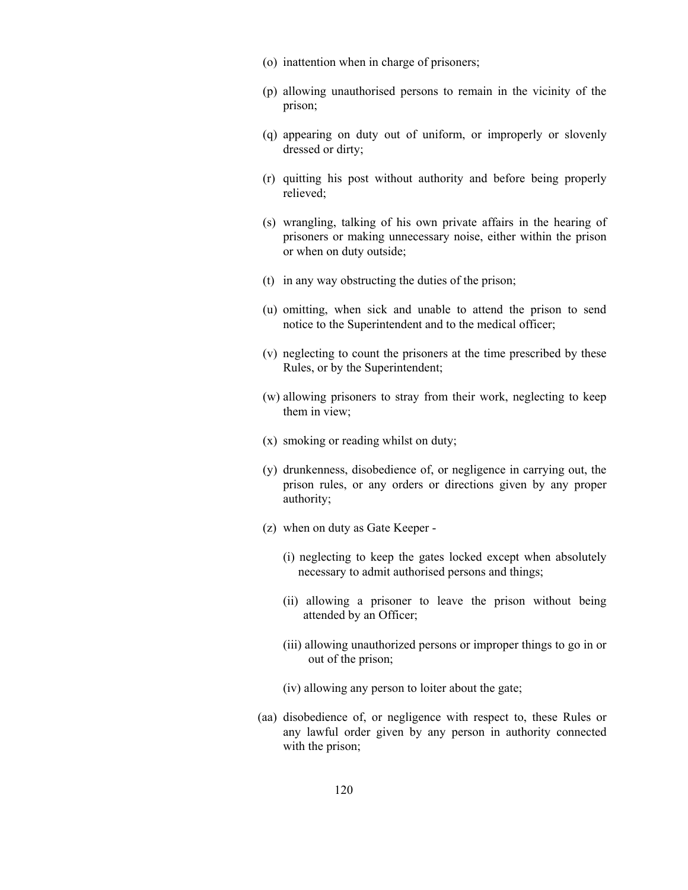(o) inattention when in charge of prisoners;

(p) allowing unauthorised persons to remain in the vicinity of the prison;

(q) appearing on duty out of uniform, or improperly or slovenly dressed or dirty;

(r) quitting his post without authority and before being properly relieved;

(s) wrangling, talking of his own private affairs in the hearing of prisoners or making unnecessary noise, either within the prison or when on duty outside;

(t) in any way obstructing the duties of the prison;

(u) omitting, when sick and unable to attend the prison to send notice to the Superintendent and to the medical officer;

(v) neglecting to count the prisoners at the time prescribed by these Rules, or by the Superintendent;

(w) allowing prisoners to stray from their work, neglecting to keep them in view;

(x) smoking or reading whilst on duty;

(y) drunkenness, disobedience of, or negligence in carrying out, the prison rules, or any orders or directions given by any proper authority;

(z) when on duty as Gate Keeper -

  (i) neglecting to keep the gates locked except when absolutely necessary to admit authorised persons and things;

  (ii) allowing a prisoner to leave the prison without being attended by an Officer;

  (iii) allowing unauthorized persons or improper things to go in or out of the prison;

  (iv) allowing any person to loiter about the gate;

(aa) disobedience of, or negligence with respect to, these Rules or any lawful order given by any person in authority connected with the prison;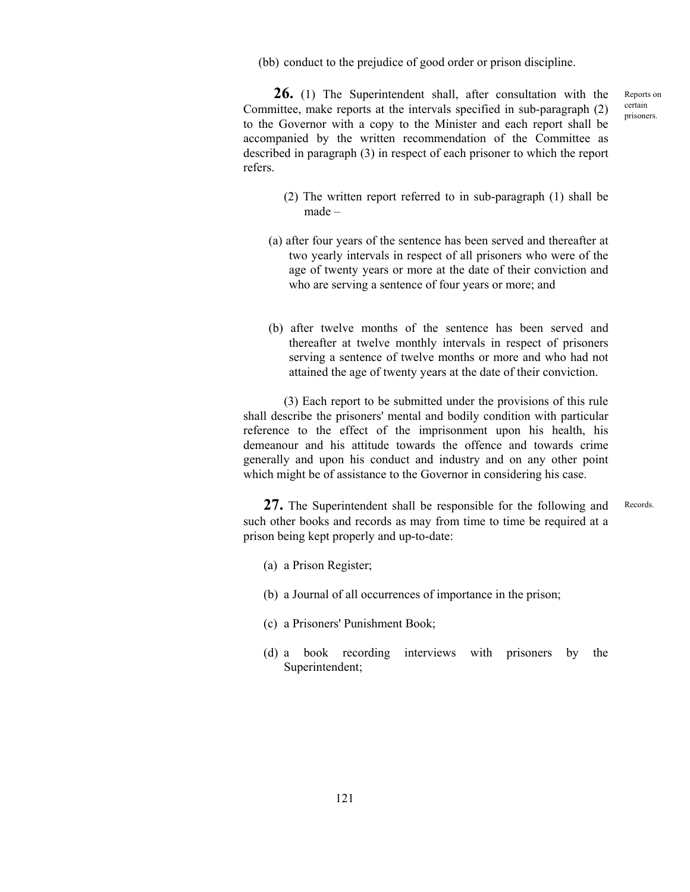(bb) conduct to the prejudice of good order or prison discipline.

**26.** (1) The Superintendent shall, after consultation with the Committee, make reports at the intervals specified in sub-paragraph (2) to the Governor with a copy to the Minister and each report shall be accompanied by the written recommendation of the Committee as described in paragraph (3) in respect of each prisoner to which the report refers.

Reports on certain prisoners.

(2) The written report referred to in sub-paragraph (1) shall be made –

(a) after four years of the sentence has been served and thereafter at two yearly intervals in respect of all prisoners who were of the age of twenty years or more at the date of their conviction and who are serving a sentence of four years or more; and

(b) after twelve months of the sentence has been served and thereafter at twelve monthly intervals in respect of prisoners serving a sentence of twelve months or more and who had not attained the age of twenty years at the date of their conviction.

(3) Each report to be submitted under the provisions of this rule shall describe the prisoners' mental and bodily condition with particular reference to the effect of the imprisonment upon his health, his demeanour and his attitude towards the offence and towards crime generally and upon his conduct and industry and on any other point which might be of assistance to the Governor in considering his case.

**27.** The Superintendent shall be responsible for the following and such other books and records as may from time to time be required at a prison being kept properly and up-to-date:

Records.

(a) a Prison Register;

(b) a Journal of all occurrences of importance in the prison;

(c) a Prisoners' Punishment Book;

(d) a book recording interviews with prisoners by the Superintendent;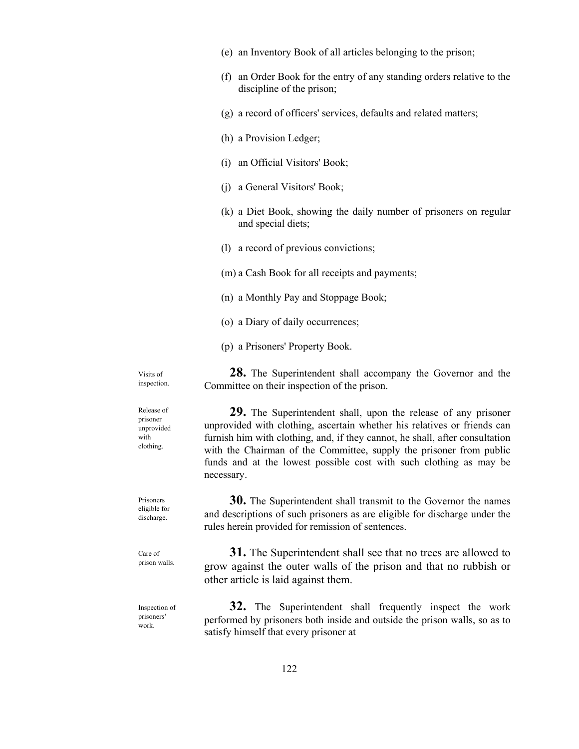(e) an Inventory Book of all articles belonging to the prison;

(f) an Order Book for the entry of any standing orders relative to the discipline of the prison;

(g) a record of officers' services, defaults and related matters;

(h) a Provision Ledger;

(i) an Official Visitors' Book;

(j) a General Visitors' Book;

(k) a Diet Book, showing the daily number of prisoners on regular and special diets;

(l) a record of previous convictions;

(m) a Cash Book for all receipts and payments;

(n) a Monthly Pay and Stoppage Book;

(o) a Diary of daily occurrences;

(p) a Prisoners' Property Book.

Visits of inspection.

**28.** The Superintendent shall accompany the Governor and the Committee on their inspection of the prison.

Release of prisoner unprovided with clothing.

**29.** The Superintendent shall, upon the release of any prisoner unprovided with clothing, ascertain whether his relatives or friends can furnish him with clothing, and, if they cannot, he shall, after consultation with the Chairman of the Committee, supply the prisoner from public funds and at the lowest possible cost with such clothing as may be necessary.

Prisoners eligible for discharge.

**30.** The Superintendent shall transmit to the Governor the names and descriptions of such prisoners as are eligible for discharge under the rules herein provided for remission of sentences.

Care of prison walls.

**31.** The Superintendent shall see that no trees are allowed to grow against the outer walls of the prison and that no rubbish or other article is laid against them.

Inspection of prisoners' work.

**32.** The Superintendent shall frequently inspect the work performed by prisoners both inside and outside the prison walls, so as to satisfy himself that every prisoner at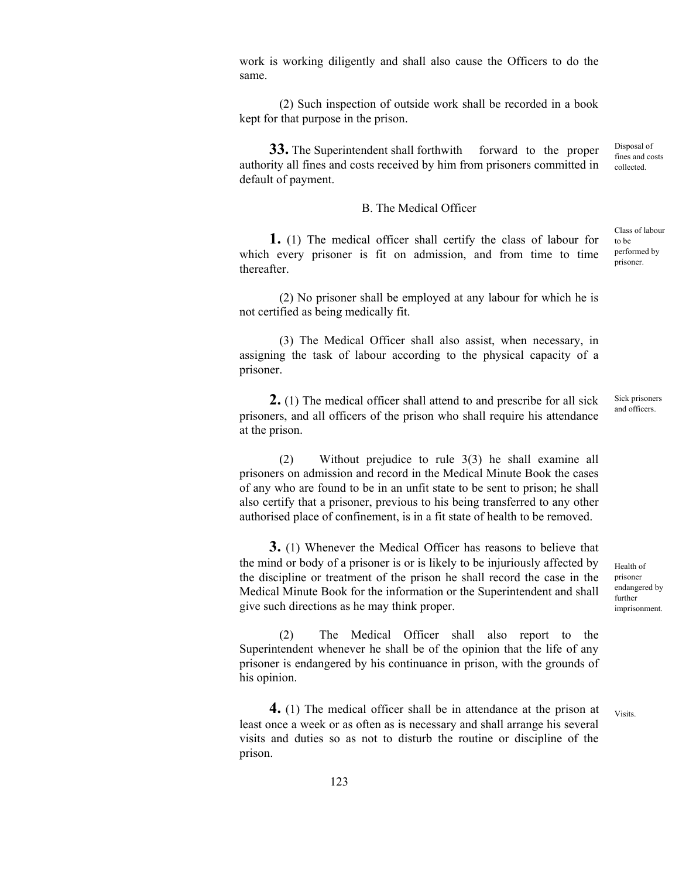work is working diligently and shall also cause the Officers to do the same.

(2) Such inspection of outside work shall be recorded in a book kept for that purpose in the prison.

*Disposal of fines and costs collected.*

**33.** The Superintendent shall forthwith forward to the proper authority all fines and costs received by him from prisoners committed in default of payment.

## B. The Medical Officer

*Class of labour to be performed by prisoner.*

**1.** (1) The medical officer shall certify the class of labour for which every prisoner is fit on admission, and from time to time thereafter.

(2) No prisoner shall be employed at any labour for which he is not certified as being medically fit.

(3) The Medical Officer shall also assist, when necessary, in assigning the task of labour according to the physical capacity of a prisoner.

*Sick prisoners and officers.*

**2.** (1) The medical officer shall attend to and prescribe for all sick prisoners, and all officers of the prison who shall require his attendance at the prison.

(2) Without prejudice to rule 3(3) he shall examine all prisoners on admission and record in the Medical Minute Book the cases of any who are found to be in an unfit state to be sent to prison; he shall also certify that a prisoner, previous to his being transferred to any other authorised place of confinement, is in a fit state of health to be removed.

*Health of prisoner endangered by further imprisonment.*

**3.** (1) Whenever the Medical Officer has reasons to believe that the mind or body of a prisoner is or is likely to be injuriously affected by the discipline or treatment of the prison he shall record the case in the Medical Minute Book for the information or the Superintendent and shall give such directions as he may think proper.

(2) The Medical Officer shall also report to the Superintendent whenever he shall be of the opinion that the life of any prisoner is endangered by his continuance in prison, with the grounds of his opinion.

*Visits.*

**4.** (1) The medical officer shall be in attendance at the prison at least once a week or as often as is necessary and shall arrange his several visits and duties so as not to disturb the routine or discipline of the prison.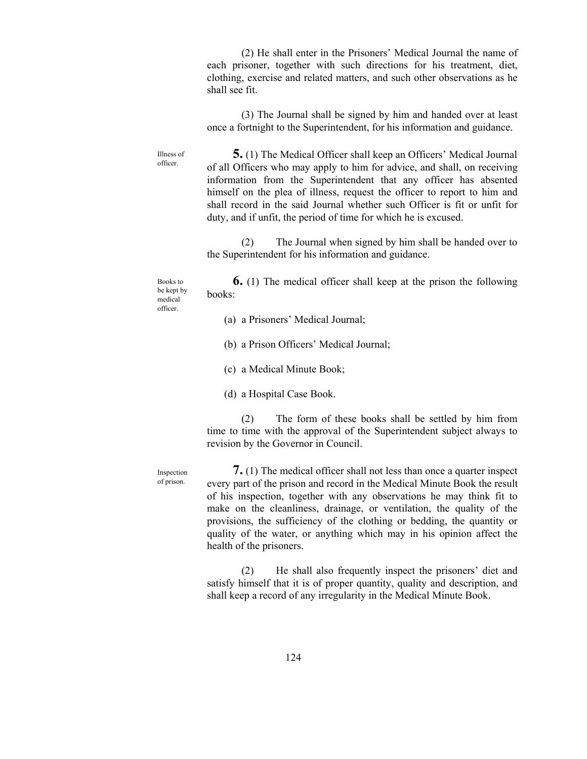(2) He shall enter in the Prisoners' Medical Journal the name of each prisoner, together with such directions for his treatment, diet, clothing, exercise and related matters, and such other observations as he shall see fit.

(3) The Journal shall be signed by him and handed over at least once a fortnight to the Superintendent, for his information and guidance.

*Illness of officer.*

**5.** (1) The Medical Officer shall keep an Officers' Medical Journal of all Officers who may apply to him for advice, and shall, on receiving information from the Superintendent that any officer has absented himself on the plea of illness, request the officer to report to him and shall record in the said Journal whether such Officer is fit or unfit for duty, and if unfit, the period of time for which he is excused.

(2) The Journal when signed by him shall be handed over to the Superintendent for his information and guidance.

*Books to be kept by medical officer.*

**6.** (1) The medical officer shall keep at the prison the following books:

(a) a Prisoners' Medical Journal;

(b) a Prison Officers' Medical Journal;

(c) a Medical Minute Book;

(d) a Hospital Case Book.

(2) The form of these books shall be settled by him from time to time with the approval of the Superintendent subject always to revision by the Governor in Council.

*Inspection of prison.*

**7.** (1) The medical officer shall not less than once a quarter inspect every part of the prison and record in the Medical Minute Book the result of his inspection, together with any observations he may think fit to make on the cleanliness, drainage, or ventilation, the quality of the provisions, the sufficiency of the clothing or bedding, the quantity or quality of the water, or anything which may in his opinion affect the health of the prisoners.

(2) He shall also frequently inspect the prisoners' diet and satisfy himself that it is of proper quantity, quality and description, and shall keep a record of any irregularity in the Medical Minute Book.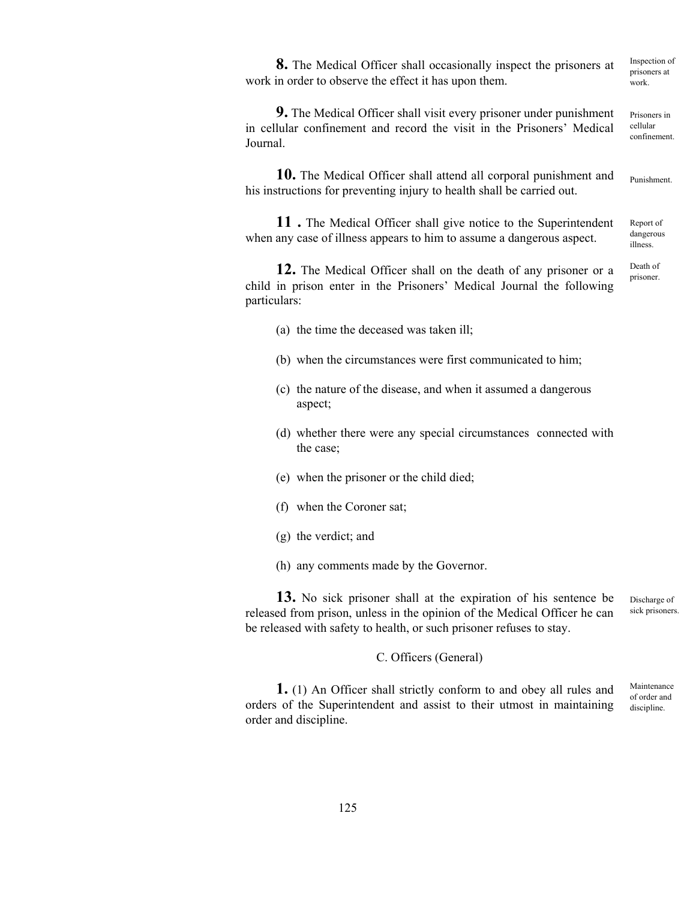**8.** The Medical Officer shall occasionally inspect the prisoners at work in order to observe the effect it has upon them. *Inspection of prisoners at work.*

**9.** The Medical Officer shall visit every prisoner under punishment in cellular confinement and record the visit in the Prisoners' Medical Journal. *Prisoners in cellular confinement.*

**10.** The Medical Officer shall attend all corporal punishment and his instructions for preventing injury to health shall be carried out. *Punishment.*

**11 .** The Medical Officer shall give notice to the Superintendent when any case of illness appears to him to assume a dangerous aspect. *Report of dangerous illness.*

**12.** The Medical Officer shall on the death of any prisoner or a child in prison enter in the Prisoners' Medical Journal the following particulars: *Death of prisoner.*

(a) the time the deceased was taken ill;

(b) when the circumstances were first communicated to him;

(c) the nature of the disease, and when it assumed a dangerous aspect;

(d) whether there were any special circumstances connected with the case;

(e) when the prisoner or the child died;

(f) when the Coroner sat;

(g) the verdict; and

(h) any comments made by the Governor.

**13.** No sick prisoner shall at the expiration of his sentence be released from prison, unless in the opinion of the Medical Officer he can be released with safety to health, or such prisoner refuses to stay. *Discharge of sick prisoners.*

C. Officers (General)

**1.** (1) An Officer shall strictly conform to and obey all rules and orders of the Superintendent and assist to their utmost in maintaining order and discipline. *Maintenance of order and discipline.*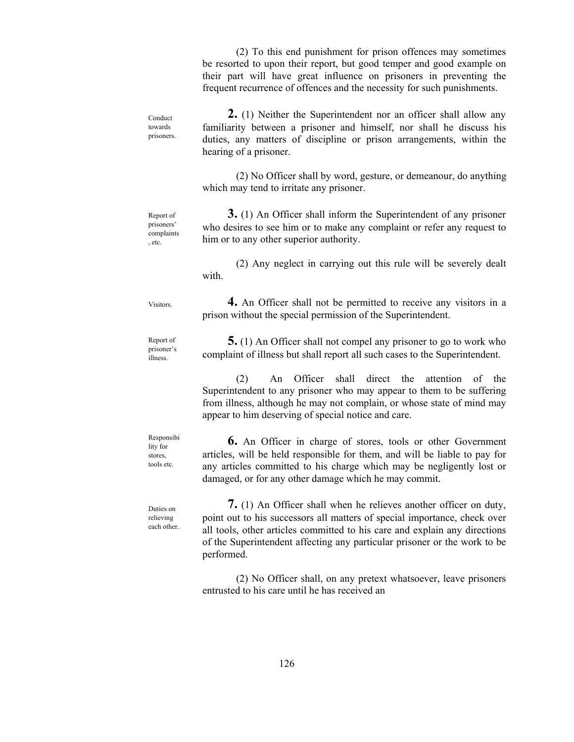(2) To this end punishment for prison offences may sometimes be resorted to upon their report, but good temper and good example on their part will have great influence on prisoners in preventing the frequent recurrence of offences and the necessity for such punishments.

Conduct towards prisoners.

**2.** (1) Neither the Superintendent nor an officer shall allow any familiarity between a prisoner and himself, nor shall he discuss his duties, any matters of discipline or prison arrangements, within the hearing of a prisoner.

(2) No Officer shall by word, gesture, or demeanour, do anything which may tend to irritate any prisoner.

Report of prisoners' complaints, etc.

**3.** (1) An Officer shall inform the Superintendent of any prisoner who desires to see him or to make any complaint or refer any request to him or to any other superior authority.

(2) Any neglect in carrying out this rule will be severely dealt with.

Visitors.

**4.** An Officer shall not be permitted to receive any visitors in a prison without the special permission of the Superintendent.

Report of prisoner's illness.

**5.** (1) An Officer shall not compel any prisoner to go to work who complaint of illness but shall report all such cases to the Superintendent.

(2) An Officer shall direct the attention of the Superintendent to any prisoner who may appear to them to be suffering from illness, although he may not complain, or whose state of mind may appear to him deserving of special notice and care.

Responsibility for stores, tools etc.

**6.** An Officer in charge of stores, tools or other Government articles, will be held responsible for them, and will be liable to pay for any articles committed to his charge which may be negligently lost or damaged, or for any other damage which he may commit.

Duties on relieving each other.

**7.** (1) An Officer shall when he relieves another officer on duty, point out to his successors all matters of special importance, check over all tools, other articles committed to his care and explain any directions of the Superintendent affecting any particular prisoner or the work to be performed.

(2) No Officer shall, on any pretext whatsoever, leave prisoners entrusted to his care until he has received an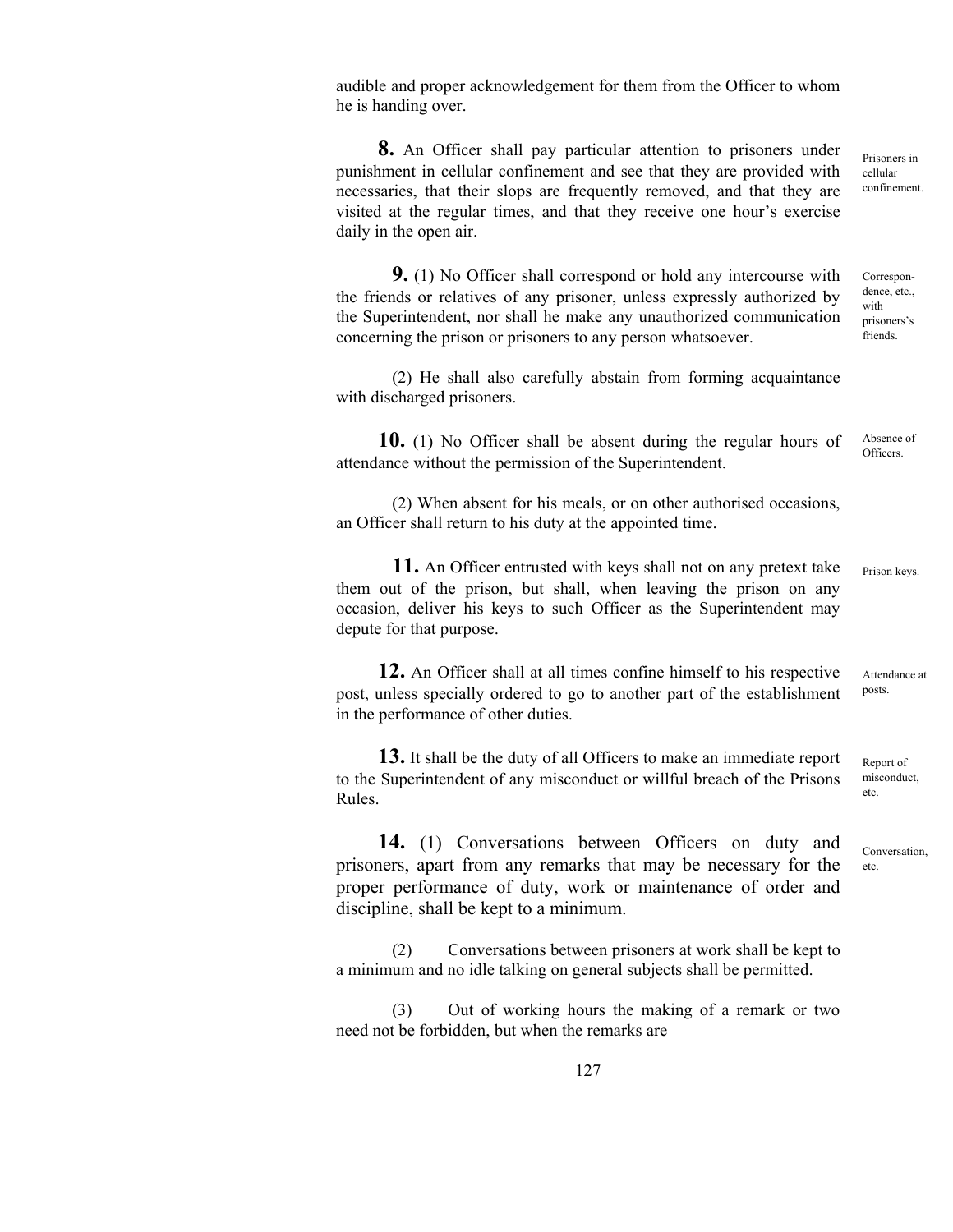audible and proper acknowledgement for them from the Officer to whom he is handing over.

**8.** An Officer shall pay particular attention to prisoners under punishment in cellular confinement and see that they are provided with necessaries, that their slops are frequently removed, and that they are visited at the regular times, and that they receive one hour's exercise daily in the open air.

Prisoners in cellular confinement.

**9.** (1) No Officer shall correspond or hold any intercourse with the friends or relatives of any prisoner, unless expressly authorized by the Superintendent, nor shall he make any unauthorized communication concerning the prison or prisoners to any person whatsoever.

Correspondence, etc., with prisoners's friends.

(2) He shall also carefully abstain from forming acquaintance with discharged prisoners.

**10.** (1) No Officer shall be absent during the regular hours of attendance without the permission of the Superintendent.

Absence of Officers.

(2) When absent for his meals, or on other authorised occasions, an Officer shall return to his duty at the appointed time.

**11.** An Officer entrusted with keys shall not on any pretext take them out of the prison, but shall, when leaving the prison on any occasion, deliver his keys to such Officer as the Superintendent may depute for that purpose.

Prison keys.

**12.** An Officer shall at all times confine himself to his respective post, unless specially ordered to go to another part of the establishment in the performance of other duties.

Attendance at posts.

**13.** It shall be the duty of all Officers to make an immediate report to the Superintendent of any misconduct or willful breach of the Prisons Rules.

Report of misconduct, etc.

**14.** (1) Conversations between Officers on duty and prisoners, apart from any remarks that may be necessary for the proper performance of duty, work or maintenance of order and discipline, shall be kept to a minimum.

Conversation, etc.

(2) Conversations between prisoners at work shall be kept to a minimum and no idle talking on general subjects shall be permitted.

(3) Out of working hours the making of a remark or two need not be forbidden, but when the remarks are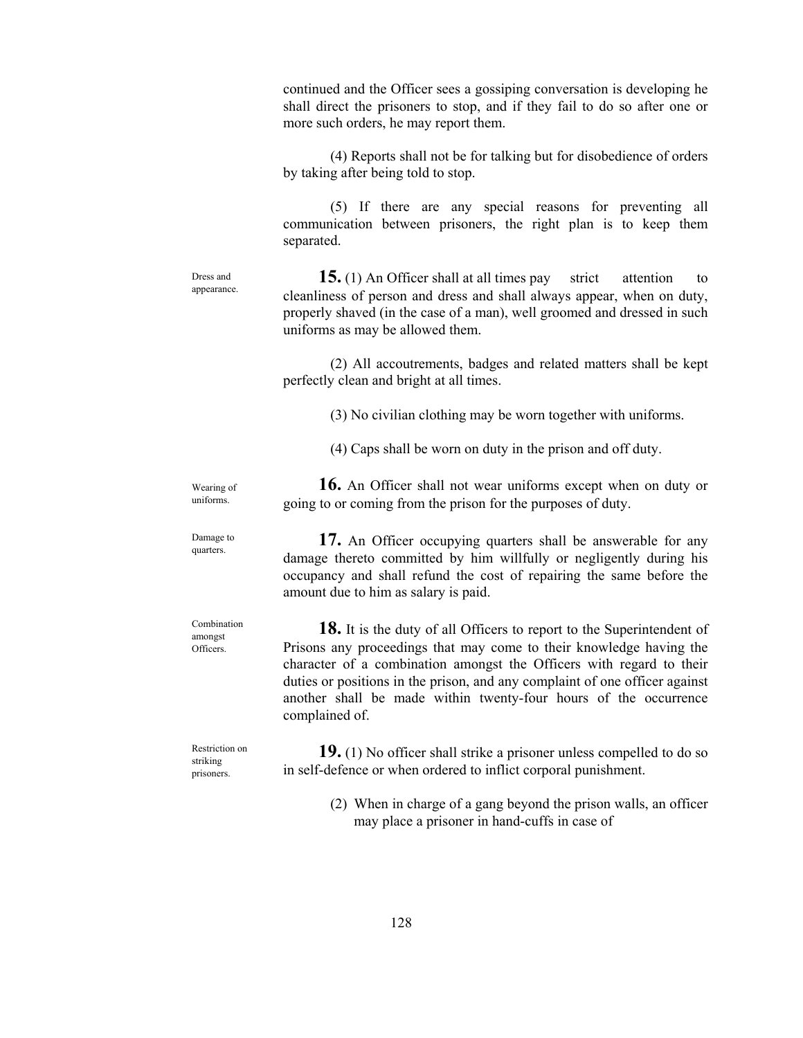continued and the Officer sees a gossiping conversation is developing he shall direct the prisoners to stop, and if they fail to do so after one or more such orders, he may report them.

(4) Reports shall not be for talking but for disobedience of orders by taking after being told to stop.

(5) If there are any special reasons for preventing all communication between prisoners, the right plan is to keep them separated.

Dress and appearance.

**15.** (1) An Officer shall at all times pay strict attention to cleanliness of person and dress and shall always appear, when on duty, properly shaved (in the case of a man), well groomed and dressed in such uniforms as may be allowed them.

(2) All accoutrements, badges and related matters shall be kept perfectly clean and bright at all times.

(3) No civilian clothing may be worn together with uniforms.

(4) Caps shall be worn on duty in the prison and off duty.

Wearing of uniforms.

**16.** An Officer shall not wear uniforms except when on duty or going to or coming from the prison for the purposes of duty.

Damage to quarters.

**17.** An Officer occupying quarters shall be answerable for any damage thereto committed by him willfully or negligently during his occupancy and shall refund the cost of repairing the same before the amount due to him as salary is paid.

Combination amongst Officers.

**18.** It is the duty of all Officers to report to the Superintendent of Prisons any proceedings that may come to their knowledge having the character of a combination amongst the Officers with regard to their duties or positions in the prison, and any complaint of one officer against another shall be made within twenty-four hours of the occurrence complained of.

Restriction on striking prisoners.

**19.** (1) No officer shall strike a prisoner unless compelled to do so in self-defence or when ordered to inflict corporal punishment.

(2) When in charge of a gang beyond the prison walls, an officer may place a prisoner in hand-cuffs in case of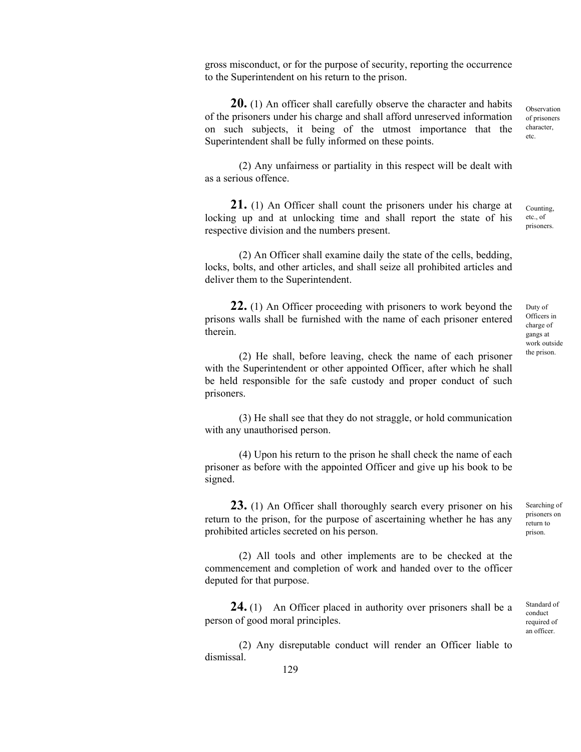gross misconduct, or for the purpose of security, reporting the occurrence to the Superintendent on his return to the prison.

*Observation of prisoners character, etc.*

**20.** (1) An officer shall carefully observe the character and habits of the prisoners under his charge and shall afford unreserved information on such subjects, it being of the utmost importance that the Superintendent shall be fully informed on these points.

(2) Any unfairness or partiality in this respect will be dealt with as a serious offence.

*Counting, etc., of prisoners.*

**21.** (1) An Officer shall count the prisoners under his charge at locking up and at unlocking time and shall report the state of his respective division and the numbers present.

(2) An Officer shall examine daily the state of the cells, bedding, locks, bolts, and other articles, and shall seize all prohibited articles and deliver them to the Superintendent.

*Duty of Officers in charge of gangs at work outside the prison.*

**22.** (1) An Officer proceeding with prisoners to work beyond the prisons walls shall be furnished with the name of each prisoner entered therein.

(2) He shall, before leaving, check the name of each prisoner with the Superintendent or other appointed Officer, after which he shall be held responsible for the safe custody and proper conduct of such prisoners.

(3) He shall see that they do not straggle, or hold communication with any unauthorised person.

(4) Upon his return to the prison he shall check the name of each prisoner as before with the appointed Officer and give up his book to be signed.

*Searching of prisoners on return to prison.*

**23.** (1) An Officer shall thoroughly search every prisoner on his return to the prison, for the purpose of ascertaining whether he has any prohibited articles secreted on his person.

(2) All tools and other implements are to be checked at the commencement and completion of work and handed over to the officer deputed for that purpose.

*Standard of conduct required of an officer.*

**24.** (1) An Officer placed in authority over prisoners shall be a person of good moral principles.

(2) Any disreputable conduct will render an Officer liable to dismissal.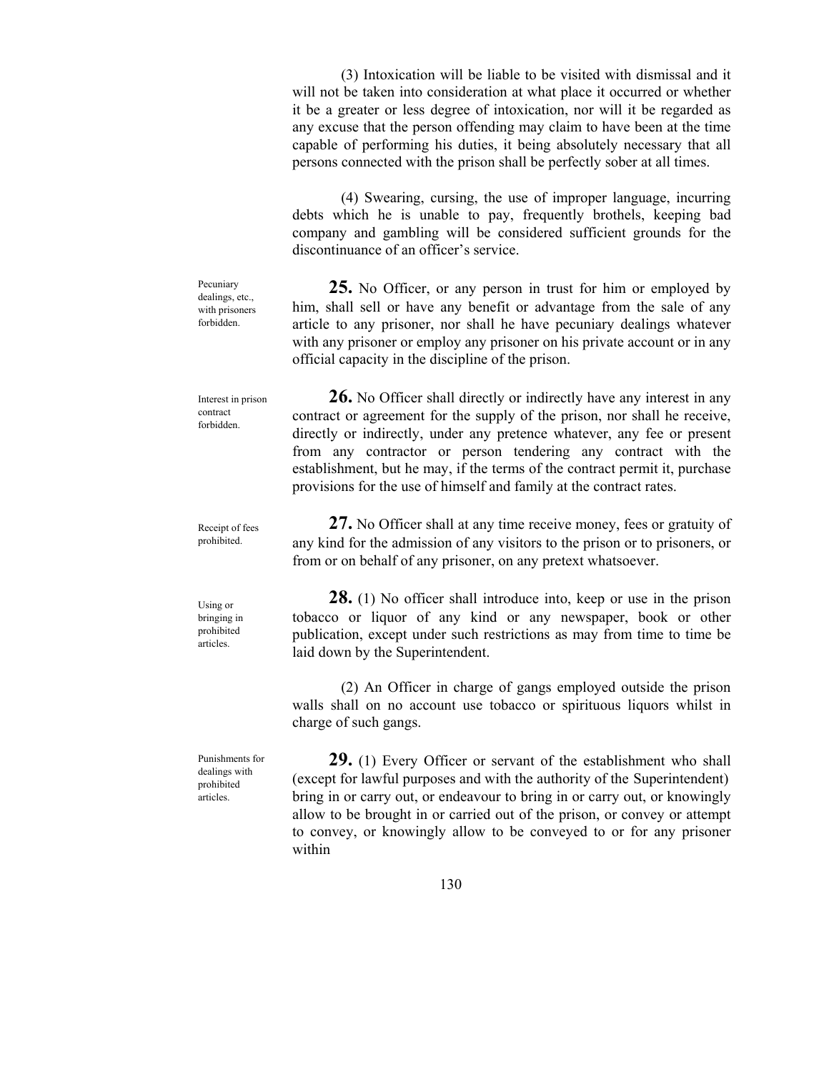(3) Intoxication will be liable to be visited with dismissal and it will not be taken into consideration at what place it occurred or whether it be a greater or less degree of intoxication, nor will it be regarded as any excuse that the person offending may claim to have been at the time capable of performing his duties, it being absolutely necessary that all persons connected with the prison shall be perfectly sober at all times.

(4) Swearing, cursing, the use of improper language, incurring debts which he is unable to pay, frequently brothels, keeping bad company and gambling will be considered sufficient grounds for the discontinuance of an officer's service.

*Pecuniary dealings, etc., with prisoners forbidden.*

**25.** No Officer, or any person in trust for him or employed by him, shall sell or have any benefit or advantage from the sale of any article to any prisoner, nor shall he have pecuniary dealings whatever with any prisoner or employ any prisoner on his private account or in any official capacity in the discipline of the prison.

*Interest in prison contract forbidden.*

**26.** No Officer shall directly or indirectly have any interest in any contract or agreement for the supply of the prison, nor shall he receive, directly or indirectly, under any pretence whatever, any fee or present from any contractor or person tendering any contract with the establishment, but he may, if the terms of the contract permit it, purchase provisions for the use of himself and family at the contract rates.

*Receipt of fees prohibited.*

**27.** No Officer shall at any time receive money, fees or gratuity of any kind for the admission of any visitors to the prison or to prisoners, or from or on behalf of any prisoner, on any pretext whatsoever.

*Using or bringing in prohibited articles.*

**28.** (1) No officer shall introduce into, keep or use in the prison tobacco or liquor of any kind or any newspaper, book or other publication, except under such restrictions as may from time to time be laid down by the Superintendent.

(2) An Officer in charge of gangs employed outside the prison walls shall on no account use tobacco or spirituous liquors whilst in charge of such gangs.

*Punishments for dealings with prohibited articles.*

**29.** (1) Every Officer or servant of the establishment who shall (except for lawful purposes and with the authority of the Superintendent) bring in or carry out, or endeavour to bring in or carry out, or knowingly allow to be brought in or carried out of the prison, or convey or attempt to convey, or knowingly allow to be conveyed to or for any prisoner within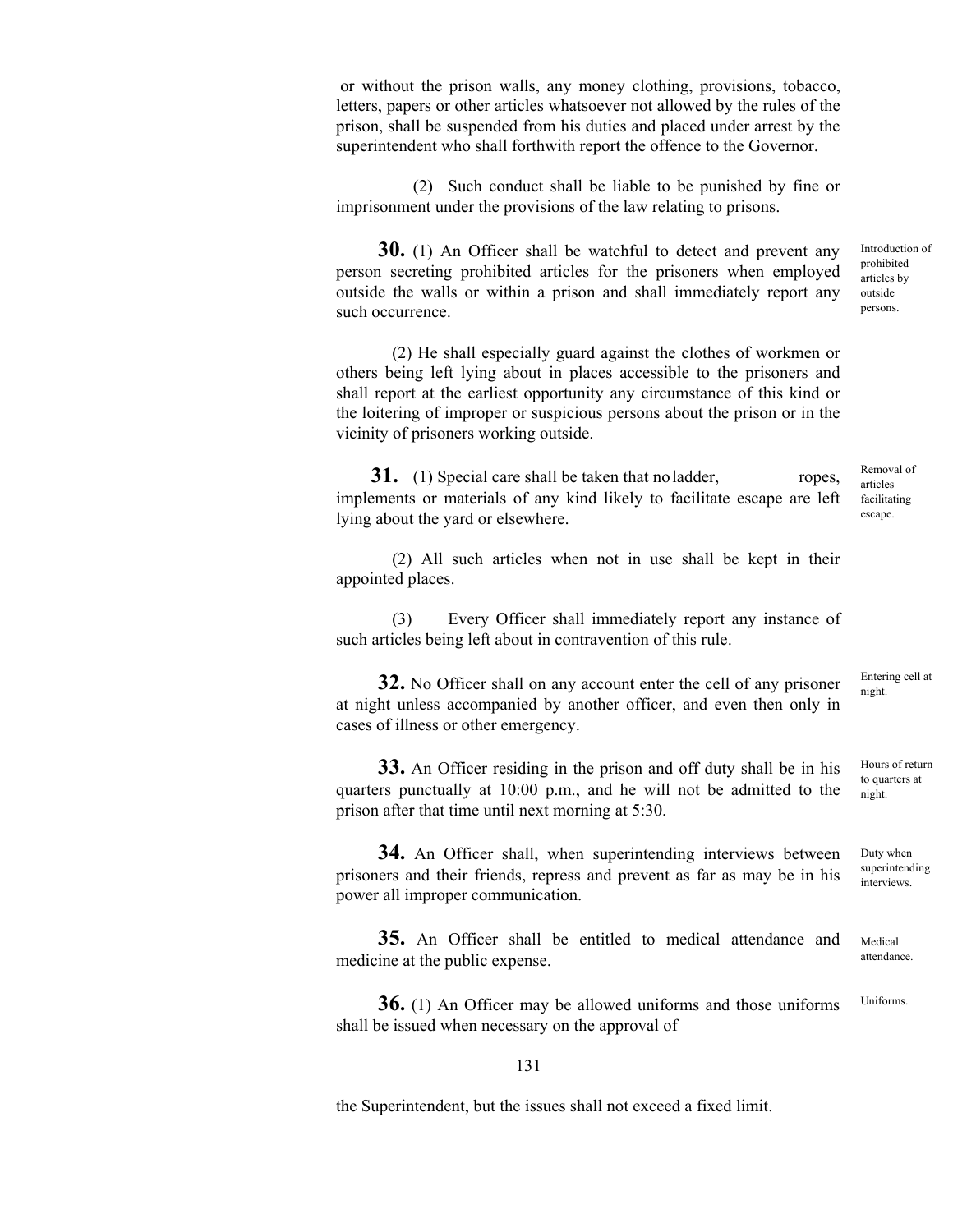or without the prison walls, any money clothing, provisions, tobacco, letters, papers or other articles whatsoever not allowed by the rules of the prison, shall be suspended from his duties and placed under arrest by the superintendent who shall forthwith report the offence to the Governor.

(2) Such conduct shall be liable to be punished by fine or imprisonment under the provisions of the law relating to prisons.

*Introduction of prohibited articles by outside persons.*

**30.** (1) An Officer shall be watchful to detect and prevent any person secreting prohibited articles for the prisoners when employed outside the walls or within a prison and shall immediately report any such occurrence.

(2) He shall especially guard against the clothes of workmen or others being left lying about in places accessible to the prisoners and shall report at the earliest opportunity any circumstance of this kind or the loitering of improper or suspicious persons about the prison or in the vicinity of prisoners working outside.

*Removal of articles facilitating escape.*

**31.** (1) Special care shall be taken that no ladder, ropes, implements or materials of any kind likely to facilitate escape are left lying about the yard or elsewhere.

(2) All such articles when not in use shall be kept in their appointed places.

(3) Every Officer shall immediately report any instance of such articles being left about in contravention of this rule.

*Entering cell at night.*

**32.** No Officer shall on any account enter the cell of any prisoner at night unless accompanied by another officer, and even then only in cases of illness or other emergency.

*Hours of return to quarters at night.*

**33.** An Officer residing in the prison and off duty shall be in his quarters punctually at 10:00 p.m., and he will not be admitted to the prison after that time until next morning at 5:30.

*Duty when superintending interviews.*

**34.** An Officer shall, when superintending interviews between prisoners and their friends, repress and prevent as far as may be in his power all improper communication.

*Medical attendance.*

**35.** An Officer shall be entitled to medical attendance and medicine at the public expense.

*Uniforms.*

**36.** (1) An Officer may be allowed uniforms and those uniforms shall be issued when necessary on the approval of the Superintendent, but the issues shall not exceed a fixed limit.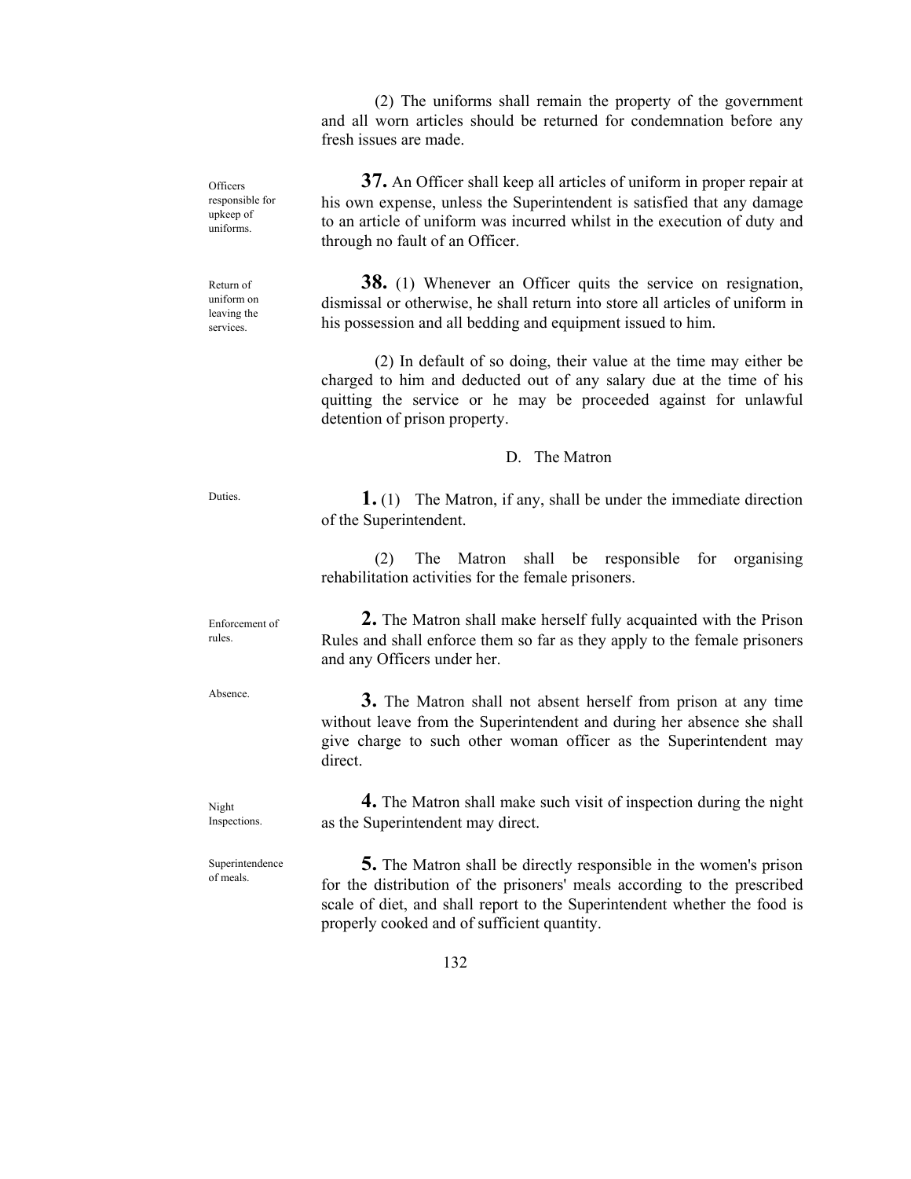(2) The uniforms shall remain the property of the government and all worn articles should be returned for condemnation before any fresh issues are made.

*Officers responsible for upkeep of uniforms.*

**37.** An Officer shall keep all articles of uniform in proper repair at his own expense, unless the Superintendent is satisfied that any damage to an article of uniform was incurred whilst in the execution of duty and through no fault of an Officer.

*Return of uniform on leaving the services.*

**38.** (1) Whenever an Officer quits the service on resignation, dismissal or otherwise, he shall return into store all articles of uniform in his possession and all bedding and equipment issued to him.

(2) In default of so doing, their value at the time may either be charged to him and deducted out of any salary due at the time of his quitting the service or he may be proceeded against for unlawful detention of prison property.

## D. The Matron

*Duties.*

**1.** (1) The Matron, if any, shall be under the immediate direction of the Superintendent.

(2) The Matron shall be responsible for organising rehabilitation activities for the female prisoners.

*Enforcement of rules.*

**2.** The Matron shall make herself fully acquainted with the Prison Rules and shall enforce them so far as they apply to the female prisoners and any Officers under her.

*Absence.*

**3.** The Matron shall not absent herself from prison at any time without leave from the Superintendent and during her absence she shall give charge to such other woman officer as the Superintendent may direct.

*Night Inspections.*

**4.** The Matron shall make such visit of inspection during the night as the Superintendent may direct.

*Superintendence of meals.*

**5.** The Matron shall be directly responsible in the women's prison for the distribution of the prisoners' meals according to the prescribed scale of diet, and shall report to the Superintendent whether the food is properly cooked and of sufficient quantity.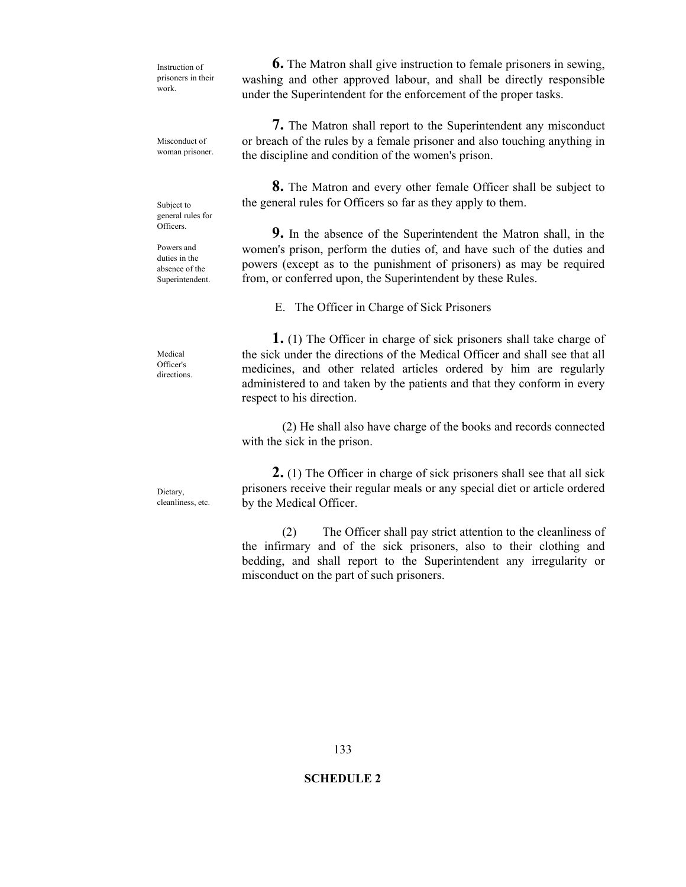Instruction of prisoners in their work.

**6.** The Matron shall give instruction to female prisoners in sewing, washing and other approved labour, and shall be directly responsible under the Superintendent for the enforcement of the proper tasks.

Misconduct of woman prisoner.

**7.** The Matron shall report to the Superintendent any misconduct or breach of the rules by a female prisoner and also touching anything in the discipline and condition of the women's prison.

Subject to general rules for Officers.

**8.** The Matron and every other female Officer shall be subject to the general rules for Officers so far as they apply to them.

Powers and duties in the absence of the Superintendent.

**9.** In the absence of the Superintendent the Matron shall, in the women's prison, perform the duties of, and have such of the duties and powers (except as to the punishment of prisoners) as may be required from, or conferred upon, the Superintendent by these Rules.

E. The Officer in Charge of Sick Prisoners

Medical Officer's directions.

**1.** (1) The Officer in charge of sick prisoners shall take charge of the sick under the directions of the Medical Officer and shall see that all medicines, and other related articles ordered by him are regularly administered to and taken by the patients and that they conform in every respect to his direction.

(2) He shall also have charge of the books and records connected with the sick in the prison.

Dietary, cleanliness, etc.

**2.** (1) The Officer in charge of sick prisoners shall see that all sick prisoners receive their regular meals or any special diet or article ordered by the Medical Officer.

(2) The Officer shall pay strict attention to the cleanliness of the infirmary and of the sick prisoners, also to their clothing and bedding, and shall report to the Superintendent any irregularity or misconduct on the part of such prisoners.

**SCHEDULE 2**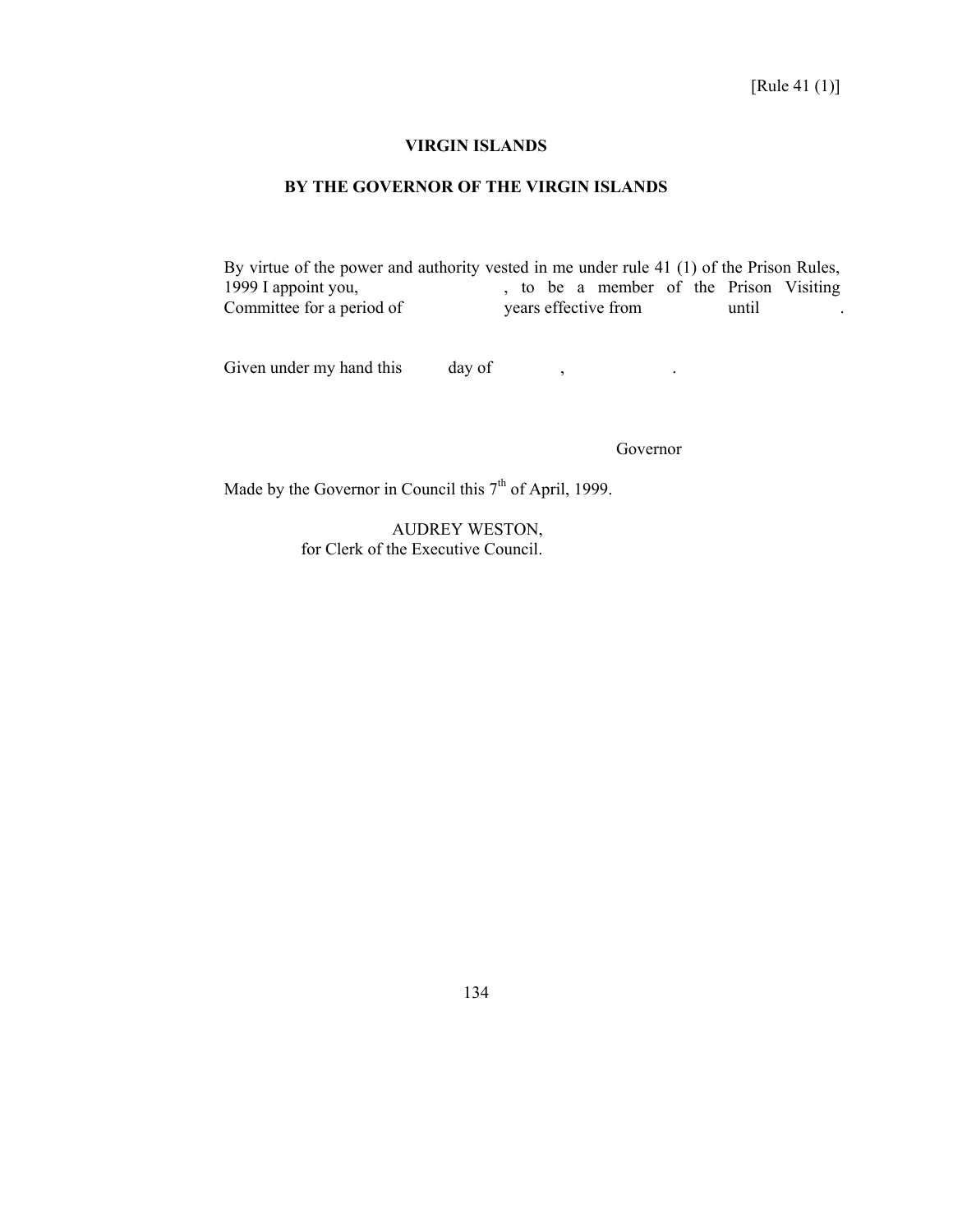[Rule 41 (1)]

**VIRGIN ISLANDS**

**BY THE GOVERNOR OF THE VIRGIN ISLANDS**

By virtue of the power and authority vested in me under rule 41 (1) of the Prison Rules, 1999 I appoint you, , to be a member of the Prison Visiting Committee for a period of years effective from until .

Given under my hand this day of , .

Governor

Made by the Governor in Council this 7th of April, 1999.

AUDREY WESTON,
for Clerk of the Executive Council.